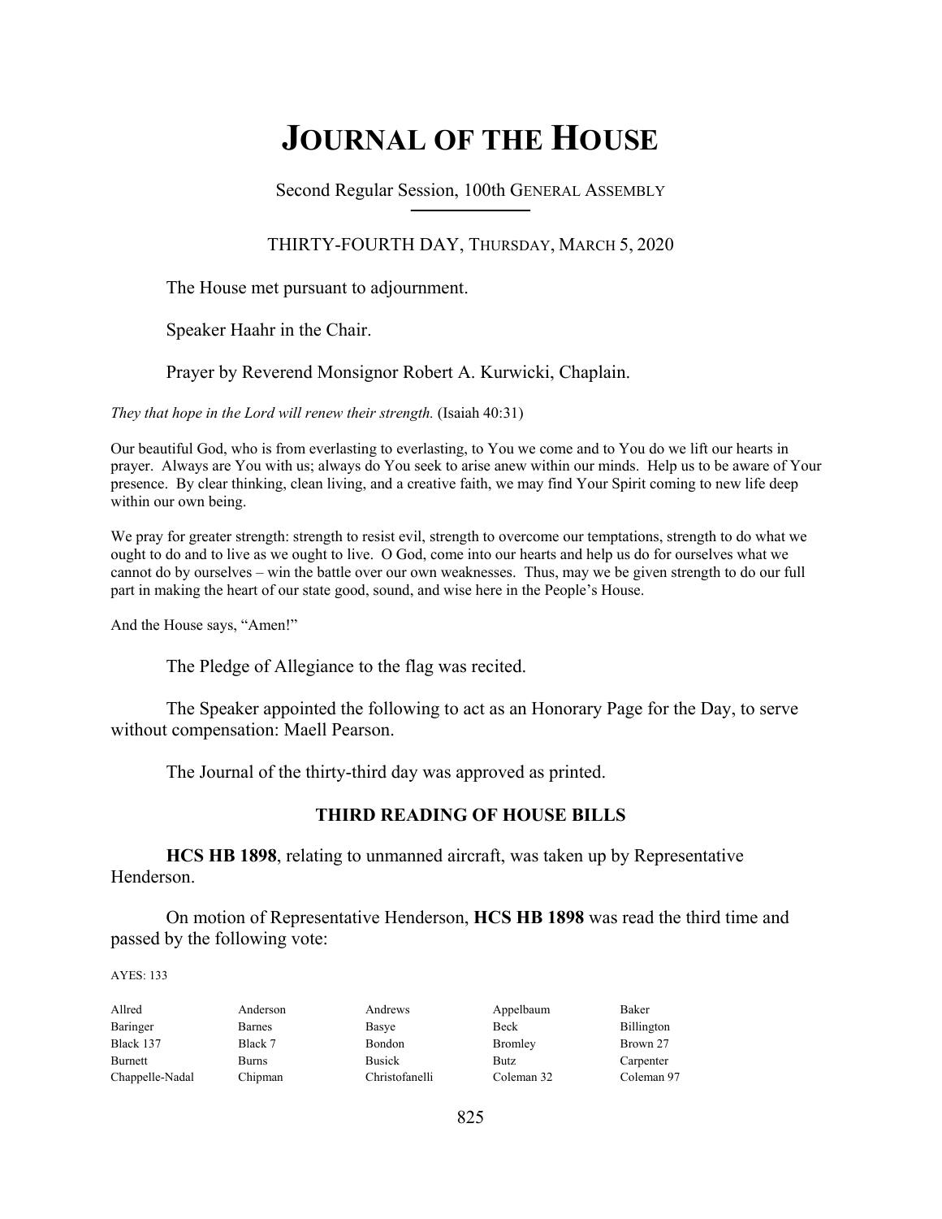# JOURNAL OF THE HOUSE

Second Regular Session, 100th GENERAL ASSEMBLY

THIRTY-FOURTH DAY, THURSDAY, MARCH 5, 2020

The House met pursuant to adjournment.

Speaker Haahr in the Chair.

Prayer by Reverend Monsignor Robert A. Kurwicki, Chaplain.

*They that hope in the Lord will renew their strength.* (Isaiah 40:31)

Our beautiful God, who is from everlasting to everlasting, to You we come and to You do we lift our hearts in prayer. Always are You with us; always do You seek to arise anew within our minds. Help us to be aware of Your presence. By clear thinking, clean living, and a creative faith, we may find Your Spirit coming to new life deep within our own being.

We pray for greater strength: strength to resist evil, strength to overcome our temptations, strength to do what we ought to do and to live as we ought to live. O God, come into our hearts and help us do for ourselves what we cannot do by ourselves – win the battle over our own weaknesses. Thus, may we be given strength to do our full part in making the heart of our state good, sound, and wise here in the People's House.

And the House says, "Amen!"

The Pledge of Allegiance to the flag was recited.

The Speaker appointed the following to act as an Honorary Page for the Day, to serve without compensation: Maell Pearson.

The Journal of the thirty-third day was approved as printed.

## THIRD READING OF HOUSE BILLS

**HCS HB 1898**, relating to unmanned aircraft, was taken up by Representative Henderson.

On motion of Representative Henderson, **HCS HB 1898** was read the third time and passed by the following vote:

AYES: 133

| | | | | |
|---|---|---|---|---|
| Allred | Anderson | Andrews | Appelbaum | Baker |
| Baringer | Barnes | Basye | Beck | Billington |
| Black 137 | Black 7 | Bondon | Bromley | Brown 27 |
| Burnett | Burns | Busick | Butz | Carpenter |
| Chappelle-Nadal | Chipman | Christofanelli | Coleman 32 | Coleman 97 |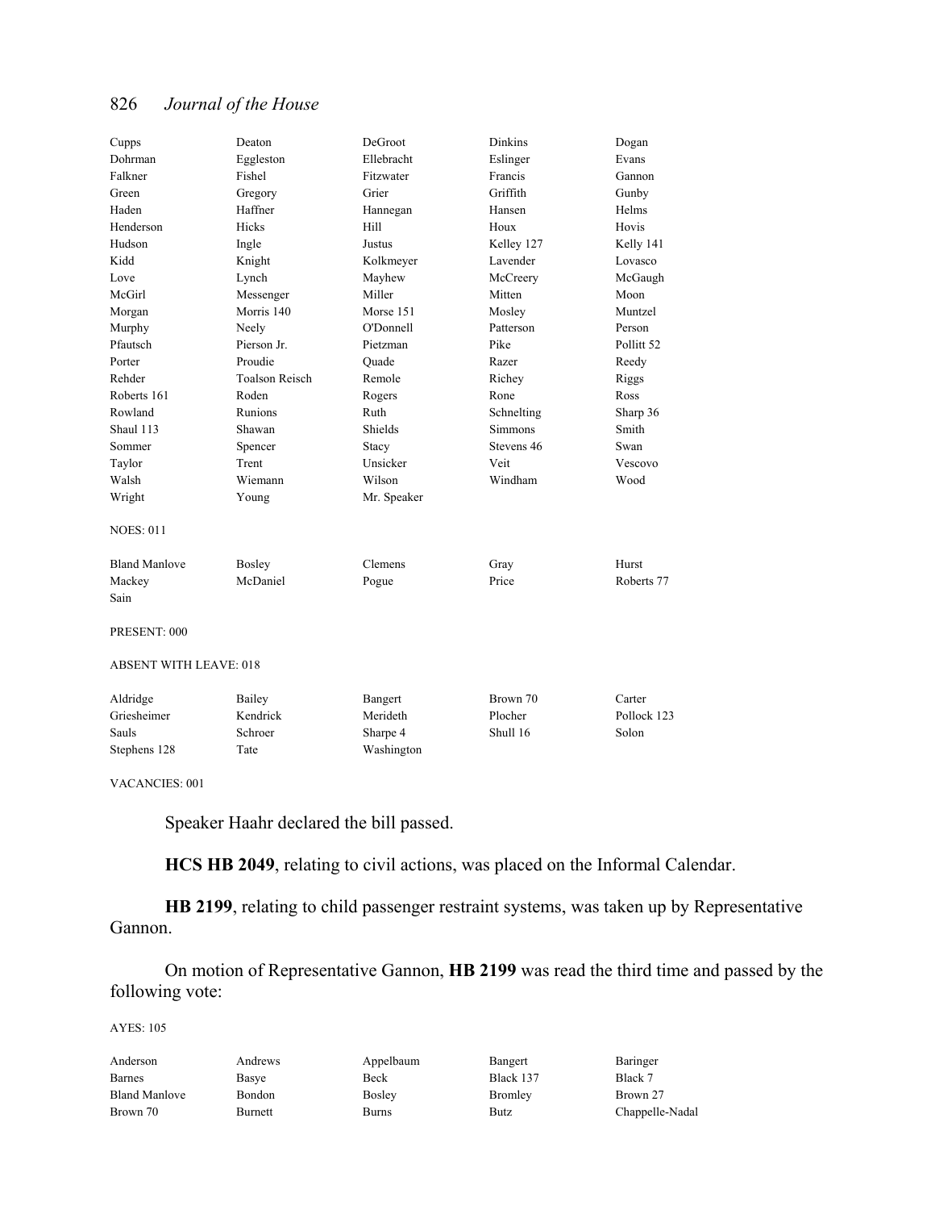| | | | | |
|---|---|---|---|---|
| Cupps | Deaton | DeGroot | Dinkins | Dogan |
| Dohrman | Eggleston | Ellebracht | Eslinger | Evans |
| Falkner | Fishel | Fitzwater | Francis | Gannon |
| Green | Gregory | Grier | Griffith | Gunby |
| Haden | Haffner | Hannegan | Hansen | Helms |
| Henderson | Hicks | Hill | Houx | Hovis |
| Hudson | Ingle | Justus | Kelley 127 | Kelly 141 |
| Kidd | Knight | Kolkmeyer | Lavender | Lovasco |
| Love | Lynch | Mayhew | McCreery | McGaugh |
| McGirl | Messenger | Miller | Mitten | Moon |
| Morgan | Morris 140 | Morse 151 | Mosley | Muntzel |
| Murphy | Neely | O'Donnell | Patterson | Person |
| Pfautsch | Pierson Jr. | Pietzman | Pike | Pollitt 52 |
| Porter | Proudie | Quade | Razer | Reedy |
| Rehder | Toalson Reisch | Remole | Richey | Riggs |
| Roberts 161 | Roden | Rogers | Rone | Ross |
| Rowland | Runions | Ruth | Schnelting | Sharp 36 |
| Shaul 113 | Shawan | Shields | Simmons | Smith |
| Sommer | Spencer | Stacy | Stevens 46 | Swan |
| Taylor | Trent | Unsicker | Veit | Vescovo |
| Walsh | Wiemann | Wilson | Windham | Wood |
| Wright | Young | Mr. Speaker | | |

NOES: 011

| | | | | |
|---|---|---|---|---|
| Bland Manlove | Bosley | Clemens | Gray | Hurst |
| Mackey | McDaniel | Pogue | Price | Roberts 77 |
| Sain | | | | |

PRESENT: 000

ABSENT WITH LEAVE: 018

| | | | | |
|---|---|---|---|---|
| Aldridge | Bailey | Bangert | Brown 70 | Carter |
| Griesheimer | Kendrick | Merideth | Plocher | Pollock 123 |
| Sauls | Schroer | Sharpe 4 | Shull 16 | Solon |
| Stephens 128 | Tate | Washington | | |

VACANCIES: 001

Speaker Haahr declared the bill passed.

**HCS HB 2049**, relating to civil actions, was placed on the Informal Calendar.

**HB 2199**, relating to child passenger restraint systems, was taken up by Representative Gannon.

On motion of Representative Gannon, **HB 2199** was read the third time and passed by the following vote:

AYES: 105

| | | | | |
|---|---|---|---|---|
| Anderson | Andrews | Appelbaum | Bangert | Baringer |
| Barnes | Basye | Beck | Black 137 | Black 7 |
| Bland Manlove | Bondon | Bosley | Bromley | Brown 27 |
| Brown 70 | Burnett | Burns | Butz | Chappelle-Nadal |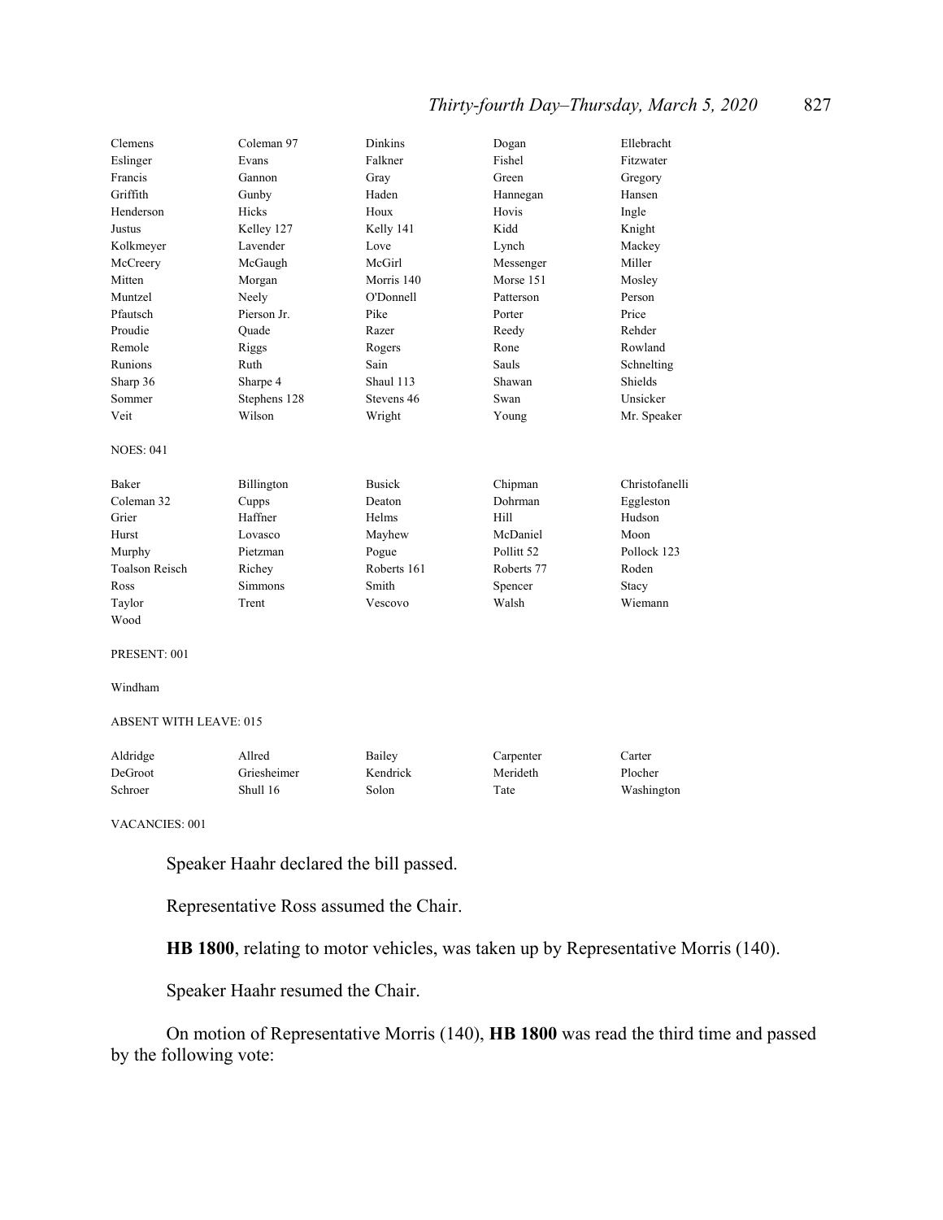| | | | | |
|---|---|---|---|---|
| Clemens | Coleman 97 | Dinkins | Dogan | Ellebracht |
| Eslinger | Evans | Falkner | Fishel | Fitzwater |
| Francis | Gannon | Gray | Green | Gregory |
| Griffith | Gunby | Haden | Hannegan | Hansen |
| Henderson | Hicks | Houx | Hovis | Ingle |
| Justus | Kelley 127 | Kelly 141 | Kidd | Knight |
| Kolkmeyer | Lavender | Love | Lynch | Mackey |
| McCreery | McGaugh | McGirl | Messenger | Miller |
| Mitten | Morgan | Morris 140 | Morse 151 | Mosley |
| Muntzel | Neely | O'Donnell | Patterson | Person |
| Pfautsch | Pierson Jr. | Pike | Porter | Price |
| Proudie | Quade | Razer | Reedy | Rehder |
| Remole | Riggs | Rogers | Rone | Rowland |
| Runions | Ruth | Sain | Sauls | Schnelting |
| Sharp 36 | Sharpe 4 | Shaul 113 | Shawan | Shields |
| Sommer | Stephens 128 | Stevens 46 | Swan | Unsicker |
| Veit | Wilson | Wright | Young | Mr. Speaker |

NOES: 041

| | | | | |
|---|---|---|---|---|
| Baker | Billington | Busick | Chipman | Christofanelli |
| Coleman 32 | Cupps | Deaton | Dohrman | Eggleston |
| Grier | Haffner | Helms | Hill | Hudson |
| Hurst | Lovasco | Mayhew | McDaniel | Moon |
| Murphy | Pietzman | Pogue | Pollitt 52 | Pollock 123 |
| Toalson Reisch | Richey | Roberts 161 | Roberts 77 | Roden |
| Ross | Simmons | Smith | Spencer | Stacy |
| Taylor | Trent | Vescovo | Walsh | Wiemann |
| Wood | | | | |

PRESENT: 001

Windham

ABSENT WITH LEAVE: 015

| | | | | |
|---|---|---|---|---|
| Aldridge | Allred | Bailey | Carpenter | Carter |
| DeGroot | Griesheimer | Kendrick | Merideth | Plocher |
| Schroer | Shull 16 | Solon | Tate | Washington |

VACANCIES: 001

Speaker Haahr declared the bill passed.

Representative Ross assumed the Chair.

**HB 1800**, relating to motor vehicles, was taken up by Representative Morris (140).

Speaker Haahr resumed the Chair.

On motion of Representative Morris (140), **HB 1800** was read the third time and passed by the following vote: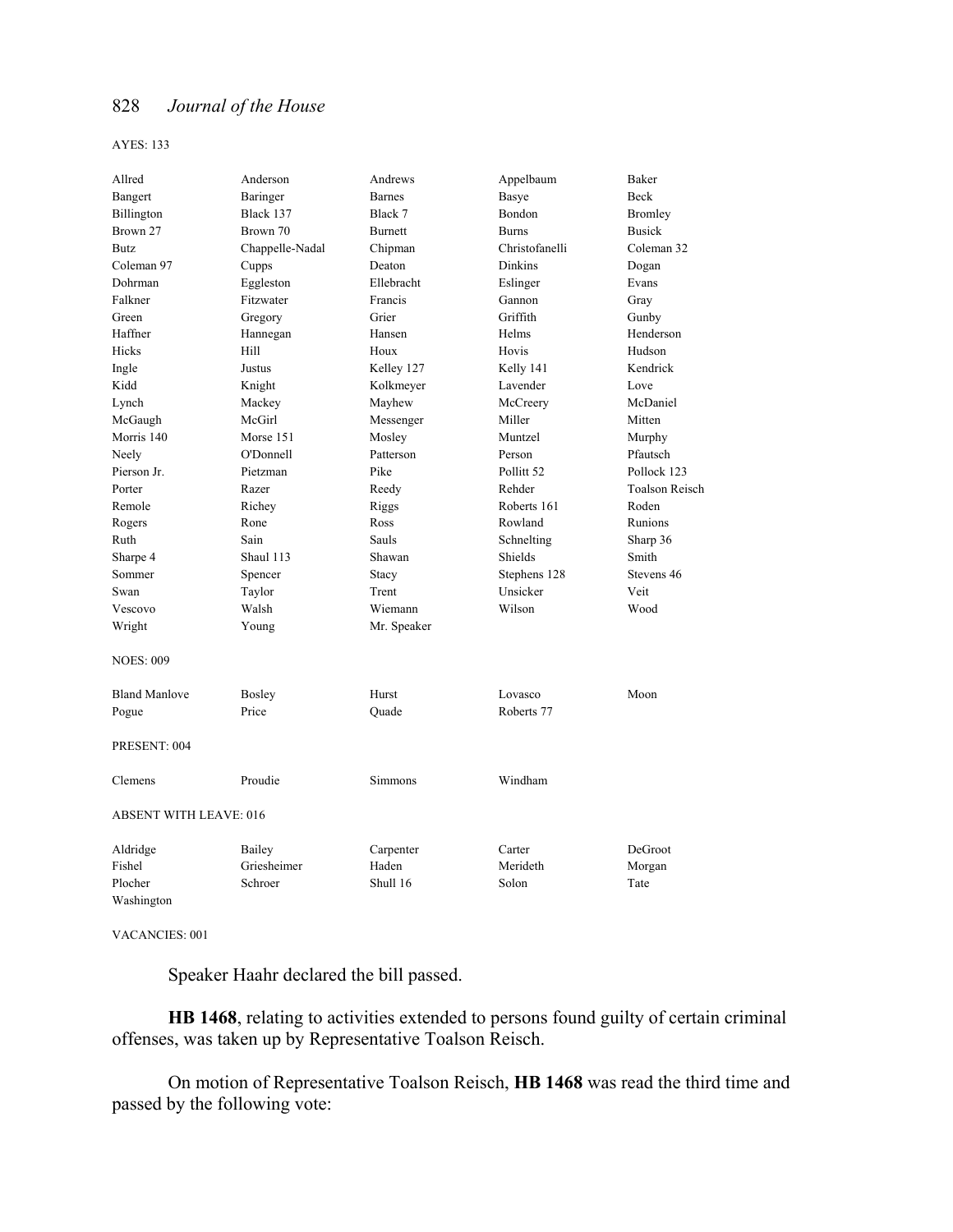AYES: 133

| | | | | |
|---|---|---|---|---|
| Allred | Anderson | Andrews | Appelbaum | Baker |
| Bangert | Baringer | Barnes | Basye | Beck |
| Billington | Black 137 | Black 7 | Bondon | Bromley |
| Brown 27 | Brown 70 | Burnett | Burns | Busick |
| Butz | Chappelle-Nadal | Chipman | Christofanelli | Coleman 32 |
| Coleman 97 | Cupps | Deaton | Dinkins | Dogan |
| Dohrman | Eggleston | Ellebracht | Eslinger | Evans |
| Falkner | Fitzwater | Francis | Gannon | Gray |
| Green | Gregory | Grier | Griffith | Gunby |
| Haffner | Hannegan | Hansen | Helms | Henderson |
| Hicks | Hill | Houx | Hovis | Hudson |
| Ingle | Justus | Kelley 127 | Kelly 141 | Kendrick |
| Kidd | Knight | Kolkmeyer | Lavender | Love |
| Lynch | Mackey | Mayhew | McCreery | McDaniel |
| McGaugh | McGirl | Messenger | Miller | Mitten |
| Morris 140 | Morse 151 | Mosley | Muntzel | Murphy |
| Neely | O'Donnell | Patterson | Person | Pfautsch |
| Pierson Jr. | Pietzman | Pike | Pollitt 52 | Pollock 123 |
| Porter | Razer | Reedy | Rehder | Toalson Reisch |
| Remole | Richey | Riggs | Roberts 161 | Roden |
| Rogers | Rone | Ross | Rowland | Runions |
| Ruth | Sain | Sauls | Schnelting | Sharp 36 |
| Sharpe 4 | Shaul 113 | Shawan | Shields | Smith |
| Sommer | Spencer | Stacy | Stephens 128 | Stevens 46 |
| Swan | Taylor | Trent | Unsicker | Veit |
| Vescovo | Walsh | Wiemann | Wilson | Wood |
| Wright | Young | Mr. Speaker | | |

NOES: 009

| | | | | |
|---|---|---|---|---|
| Bland Manlove | Bosley | Hurst | Lovasco | Moon |
| Pogue | Price | Quade | Roberts 77 | |

PRESENT: 004

| | | | |
|---|---|---|---|
| Clemens | Proudie | Simmons | Windham |

ABSENT WITH LEAVE: 016

| | | | | |
|---|---|---|---|---|
| Aldridge | Bailey | Carpenter | Carter | DeGroot |
| Fishel | Griesheimer | Haden | Merideth | Morgan |
| Plocher | Schroer | Shull 16 | Solon | Tate |
| Washington | | | | |

VACANCIES: 001

Speaker Haahr declared the bill passed.

**HB 1468**, relating to activities extended to persons found guilty of certain criminal offenses, was taken up by Representative Toalson Reisch.

On motion of Representative Toalson Reisch, **HB 1468** was read the third time and passed by the following vote: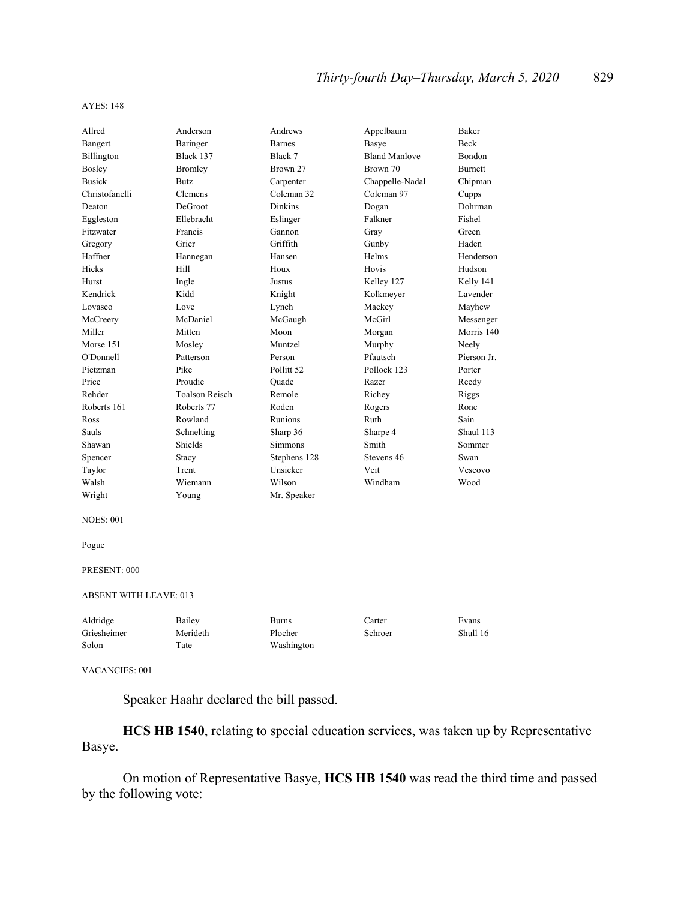AYES: 148

| | | | | |
|---|---|---|---|---|
| Allred | Anderson | Andrews | Appelbaum | Baker |
| Bangert | Baringer | Barnes | Basye | Beck |
| Billington | Black 137 | Black 7 | Bland Manlove | Bondon |
| Bosley | Bromley | Brown 27 | Brown 70 | Burnett |
| Busick | Butz | Carpenter | Chappelle-Nadal | Chipman |
| Christofanelli | Clemens | Coleman 32 | Coleman 97 | Cupps |
| Deaton | DeGroot | Dinkins | Dogan | Dohrman |
| Eggleston | Ellebracht | Eslinger | Falkner | Fishel |
| Fitzwater | Francis | Gannon | Gray | Green |
| Gregory | Grier | Griffith | Gunby | Haden |
| Haffner | Hannegan | Hansen | Helms | Henderson |
| Hicks | Hill | Houx | Hovis | Hudson |
| Hurst | Ingle | Justus | Kelley 127 | Kelly 141 |
| Kendrick | Kidd | Knight | Kolkmeyer | Lavender |
| Lovasco | Love | Lynch | Mackey | Mayhew |
| McCreery | McDaniel | McGaugh | McGirl | Messenger |
| Miller | Mitten | Moon | Morgan | Morris 140 |
| Morse 151 | Mosley | Muntzel | Murphy | Neely |
| O'Donnell | Patterson | Person | Pfautsch | Pierson Jr. |
| Pietzman | Pike | Pollitt 52 | Pollock 123 | Porter |
| Price | Proudie | Quade | Razer | Reedy |
| Rehder | Toalson Reisch | Remole | Richey | Riggs |
| Roberts 161 | Roberts 77 | Roden | Rogers | Rone |
| Ross | Rowland | Runions | Ruth | Sain |
| Sauls | Schnelting | Sharp 36 | Sharpe 4 | Shaul 113 |
| Shawan | Shields | Simmons | Smith | Sommer |
| Spencer | Stacy | Stephens 128 | Stevens 46 | Swan |
| Taylor | Trent | Unsicker | Veit | Vescovo |
| Walsh | Wiemann | Wilson | Windham | Wood |
| Wright | Young | Mr. Speaker | | |

NOES: 001

Pogue

PRESENT: 000

ABSENT WITH LEAVE: 013

| | | | | |
|---|---|---|---|---|
| Aldridge | Bailey | Burns | Carter | Evans |
| Griesheimer | Merideth | Plocher | Schroer | Shull 16 |
| Solon | Tate | Washington | | |

VACANCIES: 001

Speaker Haahr declared the bill passed.

**HCS HB 1540**, relating to special education services, was taken up by Representative Basye.

On motion of Representative Basye, **HCS HB 1540** was read the third time and passed by the following vote: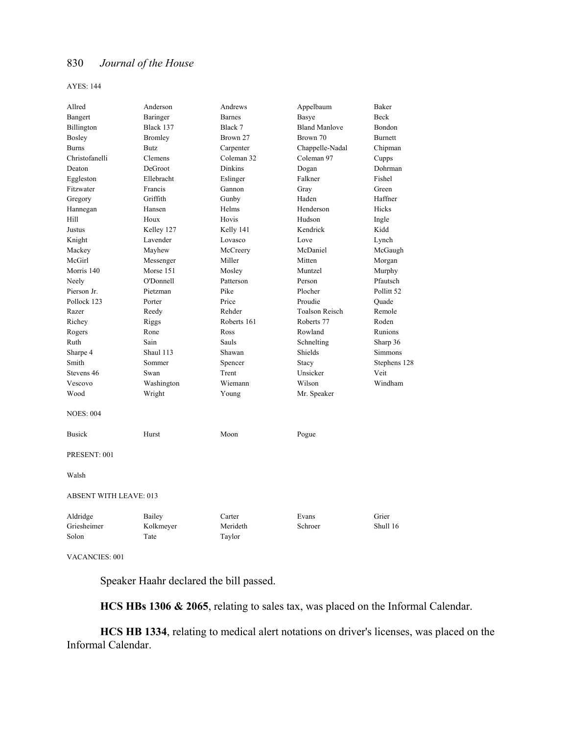AYES: 144

| | | | | |
|---|---|---|---|---|
| Allred | Anderson | Andrews | Appelbaum | Baker |
| Bangert | Baringer | Barnes | Basye | Beck |
| Billington | Black 137 | Black 7 | Bland Manlove | Bondon |
| Bosley | Bromley | Brown 27 | Brown 70 | Burnett |
| Burns | Butz | Carpenter | Chappelle-Nadal | Chipman |
| Christofanelli | Clemens | Coleman 32 | Coleman 97 | Cupps |
| Deaton | DeGroot | Dinkins | Dogan | Dohrman |
| Eggleston | Ellebracht | Eslinger | Falkner | Fishel |
| Fitzwater | Francis | Gannon | Gray | Green |
| Gregory | Griffith | Gunby | Haden | Haffner |
| Hannegan | Hansen | Helms | Henderson | Hicks |
| Hill | Houx | Hovis | Hudson | Ingle |
| Justus | Kelley 127 | Kelly 141 | Kendrick | Kidd |
| Knight | Lavender | Lovasco | Love | Lynch |
| Mackey | Mayhew | McCreery | McDaniel | McGaugh |
| McGirl | Messenger | Miller | Mitten | Morgan |
| Morris 140 | Morse 151 | Mosley | Muntzel | Murphy |
| Neely | O'Donnell | Patterson | Person | Pfautsch |
| Pierson Jr. | Pietzman | Pike | Plocher | Pollitt 52 |
| Pollock 123 | Porter | Price | Proudie | Quade |
| Razer | Reedy | Rehder | Toalson Reisch | Remole |
| Richey | Riggs | Roberts 161 | Roberts 77 | Roden |
| Rogers | Rone | Ross | Rowland | Runions |
| Ruth | Sain | Sauls | Schnelting | Sharp 36 |
| Sharpe 4 | Shaul 113 | Shawan | Shields | Simmons |
| Smith | Sommer | Spencer | Stacy | Stephens 128 |
| Stevens 46 | Swan | Trent | Unsicker | Veit |
| Vescovo | Washington | Wiemann | Wilson | Windham |
| Wood | Wright | Young | Mr. Speaker | |

NOES: 004

| | | | |
|---|---|---|---|
| Busick | Hurst | Moon | Pogue |

PRESENT: 001

Walsh

ABSENT WITH LEAVE: 013

| | | | | |
|---|---|---|---|---|
| Aldridge | Bailey | Carter | Evans | Grier |
| Griesheimer | Kolkmeyer | Merideth | Schroer | Shull 16 |
| Solon | Tate | Taylor | | |

VACANCIES: 001

Speaker Haahr declared the bill passed.

**HCS HBs 1306 & 2065**, relating to sales tax, was placed on the Informal Calendar.

**HCS HB 1334**, relating to medical alert notations on driver's licenses, was placed on the Informal Calendar.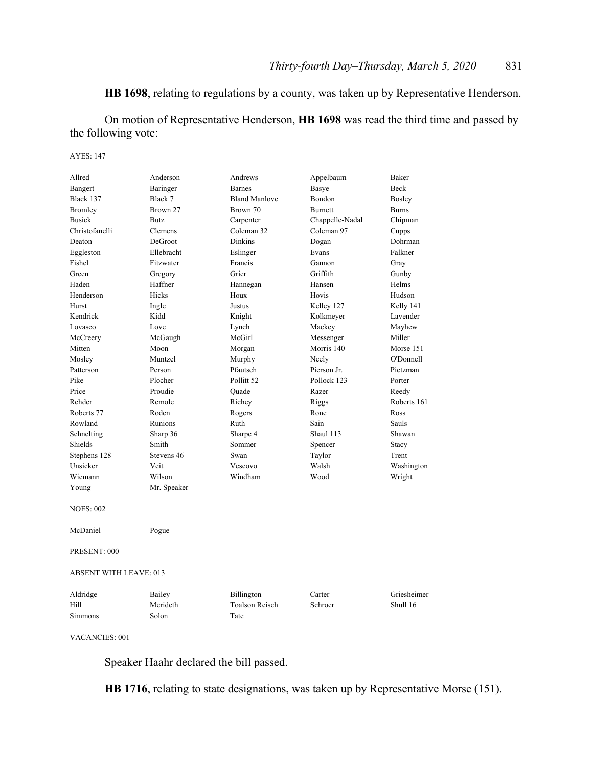**HB 1698**, relating to regulations by a county, was taken up by Representative Henderson.

On motion of Representative Henderson, **HB 1698** was read the third time and passed by the following vote:

AYES: 147

| | | | | |
|---|---|---|---|---|
| Allred | Anderson | Andrews | Appelbaum | Baker |
| Bangert | Baringer | Barnes | Basye | Beck |
| Black 137 | Black 7 | Bland Manlove | Bondon | Bosley |
| Bromley | Brown 27 | Brown 70 | Burnett | Burns |
| Busick | Butz | Carpenter | Chappelle-Nadal | Chipman |
| Christofanelli | Clemens | Coleman 32 | Coleman 97 | Cupps |
| Deaton | DeGroot | Dinkins | Dogan | Dohrman |
| Eggleston | Ellebracht | Eslinger | Evans | Falkner |
| Fishel | Fitzwater | Francis | Gannon | Gray |
| Green | Gregory | Grier | Griffith | Gunby |
| Haden | Haffner | Hannegan | Hansen | Helms |
| Henderson | Hicks | Houx | Hovis | Hudson |
| Hurst | Ingle | Justus | Kelley 127 | Kelly 141 |
| Kendrick | Kidd | Knight | Kolkmeyer | Lavender |
| Lovasco | Love | Lynch | Mackey | Mayhew |
| McCreery | McGaugh | McGirl | Messenger | Miller |
| Mitten | Moon | Morgan | Morris 140 | Morse 151 |
| Mosley | Muntzel | Murphy | Neely | O'Donnell |
| Patterson | Person | Pfautsch | Pierson Jr. | Pietzman |
| Pike | Plocher | Pollitt 52 | Pollock 123 | Porter |
| Price | Proudie | Quade | Razer | Reedy |
| Rehder | Remole | Richey | Riggs | Roberts 161 |
| Roberts 77 | Roden | Rogers | Rone | Ross |
| Rowland | Runions | Ruth | Sain | Sauls |
| Schnelting | Sharp 36 | Sharpe 4 | Shaul 113 | Shawan |
| Shields | Smith | Sommer | Spencer | Stacy |
| Stephens 128 | Stevens 46 | Swan | Taylor | Trent |
| Unsicker | Veit | Vescovo | Walsh | Washington |
| Wiemann | Wilson | Windham | Wood | Wright |
| Young | Mr. Speaker | | | |

NOES: 002

| | |
|---|---|
| McDaniel | Pogue |

PRESENT: 000

ABSENT WITH LEAVE: 013

| | | | | |
|---|---|---|---|---|
| Aldridge | Bailey | Billington | Carter | Griesheimer |
| Hill | Merideth | Toalson Reisch | Schroer | Shull 16 |
| Simmons | Solon | Tate | | |

VACANCIES: 001

Speaker Haahr declared the bill passed.

**HB 1716**, relating to state designations, was taken up by Representative Morse (151).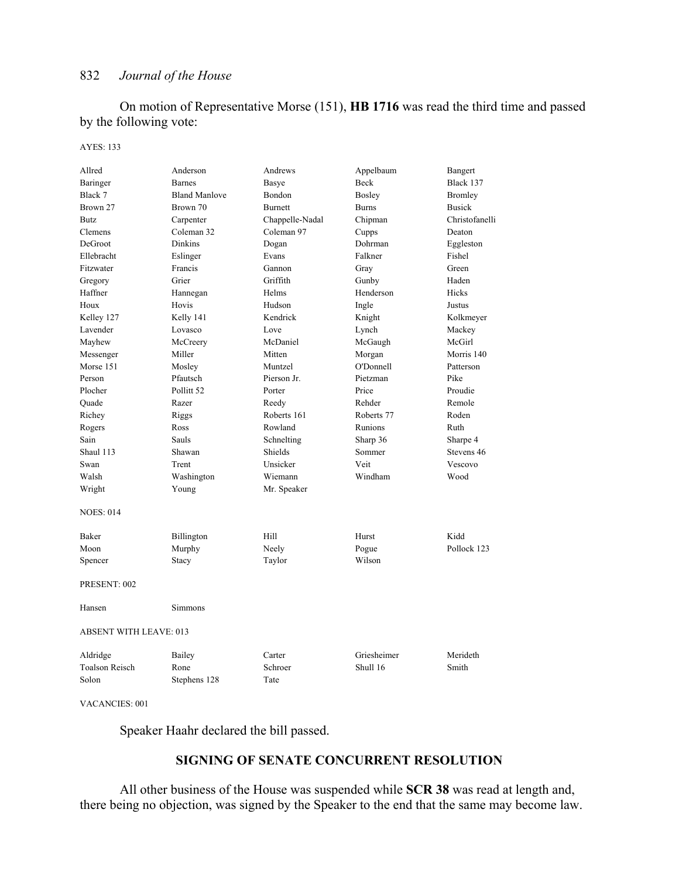On motion of Representative Morse (151), **HB 1716** was read the third time and passed by the following vote:

AYES: 133

| | | | | |
|---|---|---|---|---|
| Allred | Anderson | Andrews | Appelbaum | Bangert |
| Baringer | Barnes | Basye | Beck | Black 137 |
| Black 7 | Bland Manlove | Bondon | Bosley | Bromley |
| Brown 27 | Brown 70 | Burnett | Burns | Busick |
| Butz | Carpenter | Chappelle-Nadal | Chipman | Christofanelli |
| Clemens | Coleman 32 | Coleman 97 | Cupps | Deaton |
| DeGroot | Dinkins | Dogan | Dohrman | Eggleston |
| Ellebracht | Eslinger | Evans | Falkner | Fishel |
| Fitzwater | Francis | Gannon | Gray | Green |
| Gregory | Grier | Griffith | Gunby | Haden |
| Haffner | Hannegan | Helms | Henderson | Hicks |
| Houx | Hovis | Hudson | Ingle | Justus |
| Kelley 127 | Kelly 141 | Kendrick | Knight | Kolkmeyer |
| Lavender | Lovasco | Love | Lynch | Mackey |
| Mayhew | McCreery | McDaniel | McGaugh | McGirl |
| Messenger | Miller | Mitten | Morgan | Morris 140 |
| Morse 151 | Mosley | Muntzel | O'Donnell | Patterson |
| Person | Pfautsch | Pierson Jr. | Pietzman | Pike |
| Plocher | Pollitt 52 | Porter | Price | Proudie |
| Quade | Razer | Reedy | Rehder | Remole |
| Richey | Riggs | Roberts 161 | Roberts 77 | Roden |
| Rogers | Ross | Rowland | Runions | Ruth |
| Sain | Sauls | Schnelting | Sharp 36 | Sharpe 4 |
| Shaul 113 | Shawan | Shields | Sommer | Stevens 46 |
| Swan | Trent | Unsicker | Veit | Vescovo |
| Walsh | Washington | Wiemann | Windham | Wood |
| Wright | Young | Mr. Speaker | | |

NOES: 014

| | | | | |
|---|---|---|---|---|
| Baker | Billington | Hill | Hurst | Kidd |
| Moon | Murphy | Neely | Pogue | Pollock 123 |
| Spencer | Stacy | Taylor | Wilson | |

PRESENT: 002

| | |
|---|---|
| Hansen | Simmons |

ABSENT WITH LEAVE: 013

| | | | | |
|---|---|---|---|---|
| Aldridge | Bailey | Carter | Griesheimer | Merideth |
| Toalson Reisch | Rone | Schroer | Shull 16 | Smith |
| Solon | Stephens 128 | Tate | | |

VACANCIES: 001

Speaker Haahr declared the bill passed.

## SIGNING OF SENATE CONCURRENT RESOLUTION

All other business of the House was suspended while **SCR 38** was read at length and, there being no objection, was signed by the Speaker to the end that the same may become law.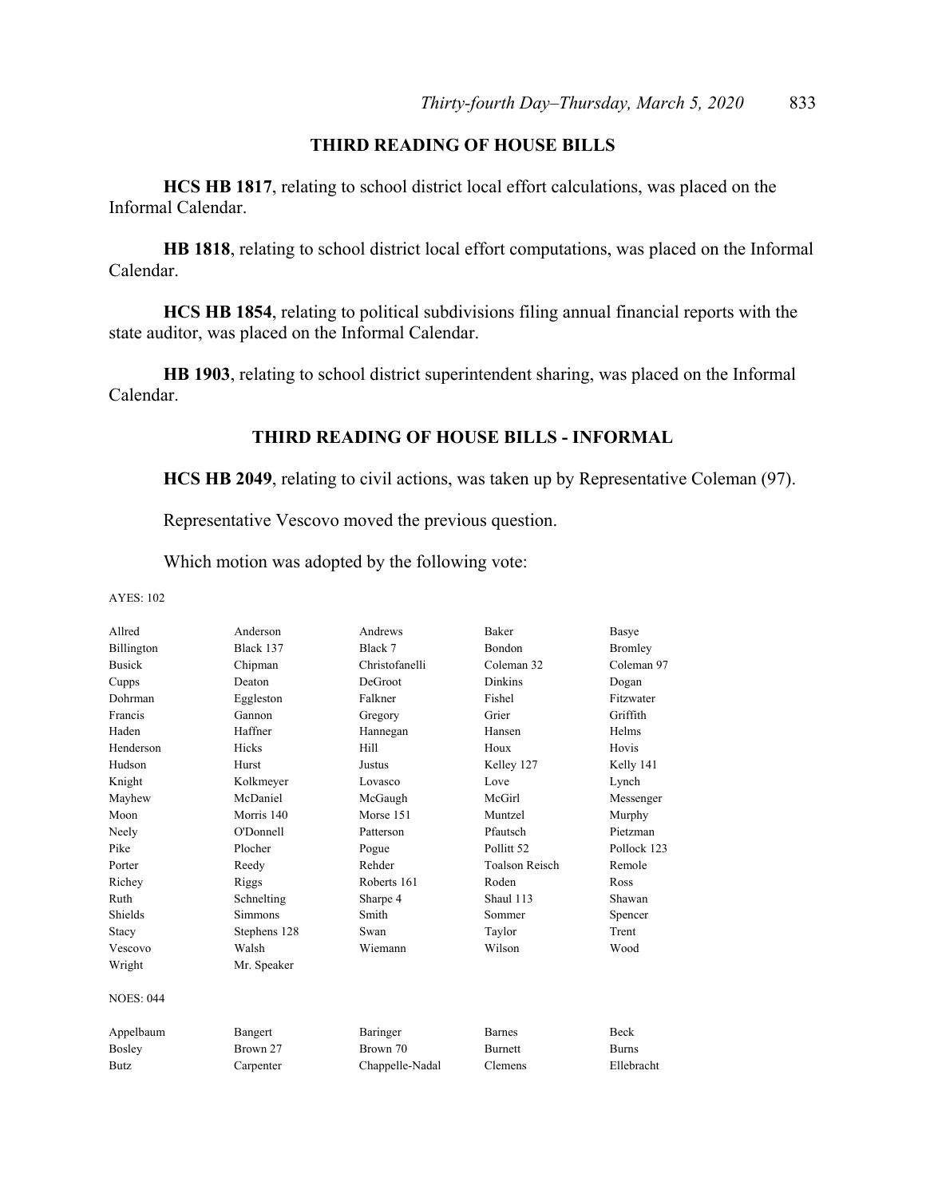## THIRD READING OF HOUSE BILLS

**HCS HB 1817**, relating to school district local effort calculations, was placed on the Informal Calendar.

**HB 1818**, relating to school district local effort computations, was placed on the Informal Calendar.

**HCS HB 1854**, relating to political subdivisions filing annual financial reports with the state auditor, was placed on the Informal Calendar.

**HB 1903**, relating to school district superintendent sharing, was placed on the Informal Calendar.

## THIRD READING OF HOUSE BILLS - INFORMAL

**HCS HB 2049**, relating to civil actions, was taken up by Representative Coleman (97).

Representative Vescovo moved the previous question.

Which motion was adopted by the following vote:

AYES: 102

| | | | | |
|---|---|---|---|---|
| Allred | Anderson | Andrews | Baker | Basye |
| Billington | Black 137 | Black 7 | Bondon | Bromley |
| Busick | Chipman | Christofanelli | Coleman 32 | Coleman 97 |
| Cupps | Deaton | DeGroot | Dinkins | Dogan |
| Dohrman | Eggleston | Falkner | Fishel | Fitzwater |
| Francis | Gannon | Gregory | Grier | Griffith |
| Haden | Haffner | Hannegan | Hansen | Helms |
| Henderson | Hicks | Hill | Houx | Hovis |
| Hudson | Hurst | Justus | Kelley 127 | Kelly 141 |
| Knight | Kolkmeyer | Lovasco | Love | Lynch |
| Mayhew | McDaniel | McGaugh | McGirl | Messenger |
| Moon | Morris 140 | Morse 151 | Muntzel | Murphy |
| Neely | O'Donnell | Patterson | Pfautsch | Pietzman |
| Pike | Plocher | Pogue | Pollitt 52 | Pollock 123 |
| Porter | Reedy | Rehder | Toalson Reisch | Remole |
| Richey | Riggs | Roberts 161 | Roden | Ross |
| Ruth | Schnelting | Sharpe 4 | Shaul 113 | Shawan |
| Shields | Simmons | Smith | Sommer | Spencer |
| Stacy | Stephens 128 | Swan | Taylor | Trent |
| Vescovo | Walsh | Wiemann | Wilson | Wood |
| Wright | Mr. Speaker | | | |

NOES: 044

| | | | | |
|---|---|---|---|---|
| Appelbaum | Bangert | Baringer | Barnes | Beck |
| Bosley | Brown 27 | Brown 70 | Burnett | Burns |
| Butz | Carpenter | Chappelle-Nadal | Clemens | Ellebracht |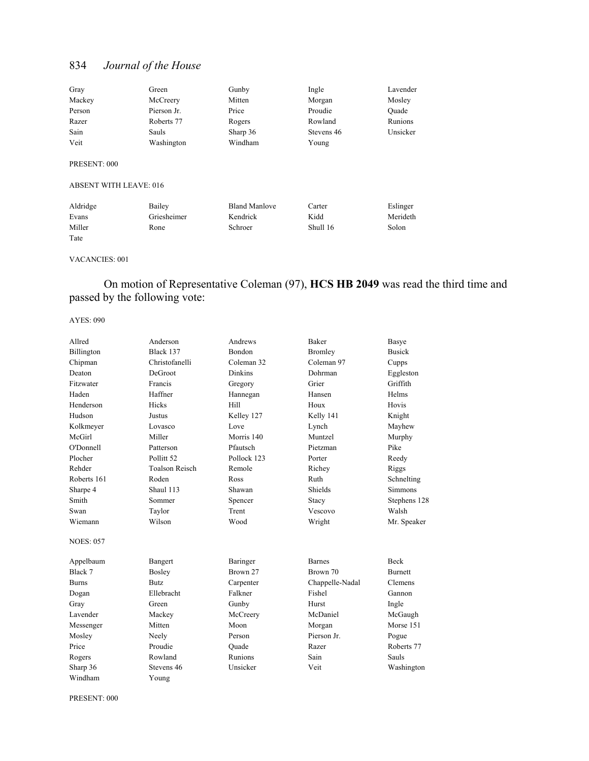| | | | | |
|---|---|---|---|---|
| Gray | Green | Gunby | Ingle | Lavender |
| Mackey | McCreery | Mitten | Morgan | Mosley |
| Person | Pierson Jr. | Price | Proudie | Quade |
| Razer | Roberts 77 | Rogers | Rowland | Runions |
| Sain | Sauls | Sharp 36 | Stevens 46 | Unsicker |
| Veit | Washington | Windham | Young | |

PRESENT: 000

ABSENT WITH LEAVE: 016

| | | | | |
|---|---|---|---|---|
| Aldridge | Bailey | Bland Manlove | Carter | Eslinger |
| Evans | Griesheimer | Kendrick | Kidd | Merideth |
| Miller | Rone | Schroer | Shull 16 | Solon |
| Tate | | | | |

VACANCIES: 001

On motion of Representative Coleman (97), **HCS HB 2049** was read the third time and passed by the following vote:

AYES: 090

| | | | | |
|---|---|---|---|---|
| Allred | Anderson | Andrews | Baker | Basye |
| Billington | Black 137 | Bondon | Bromley | Busick |
| Chipman | Christofanelli | Coleman 32 | Coleman 97 | Cupps |
| Deaton | DeGroot | Dinkins | Dohrman | Eggleston |
| Fitzwater | Francis | Gregory | Grier | Griffith |
| Haden | Haffner | Hannegan | Hansen | Helms |
| Henderson | Hicks | Hill | Houx | Hovis |
| Hudson | Justus | Kelley 127 | Kelly 141 | Knight |
| Kolkmeyer | Lovasco | Love | Lynch | Mayhew |
| McGirl | Miller | Morris 140 | Muntzel | Murphy |
| O'Donnell | Patterson | Pfautsch | Pietzman | Pike |
| Plocher | Pollitt 52 | Pollock 123 | Porter | Reedy |
| Rehder | Toalson Reisch | Remole | Richey | Riggs |
| Roberts 161 | Roden | Ross | Ruth | Schnelting |
| Sharpe 4 | Shaul 113 | Shawan | Shields | Simmons |
| Smith | Sommer | Spencer | Stacy | Stephens 128 |
| Swan | Taylor | Trent | Vescovo | Walsh |
| Wiemann | Wilson | Wood | Wright | Mr. Speaker |

NOES: 057

| | | | | |
|---|---|---|---|---|
| Appelbaum | Bangert | Baringer | Barnes | Beck |
| Black 7 | Bosley | Brown 27 | Brown 70 | Burnett |
| Burns | Butz | Carpenter | Chappelle-Nadal | Clemens |
| Dogan | Ellebracht | Falkner | Fishel | Gannon |
| Gray | Green | Gunby | Hurst | Ingle |
| Lavender | Mackey | McCreery | McDaniel | McGaugh |
| Messenger | Mitten | Moon | Morgan | Morse 151 |
| Mosley | Neely | Person | Pierson Jr. | Pogue |
| Price | Proudie | Quade | Razer | Roberts 77 |
| Rogers | Rowland | Runions | Sain | Sauls |
| Sharp 36 | Stevens 46 | Unsicker | Veit | Washington |
| Windham | Young | | | |

PRESENT: 000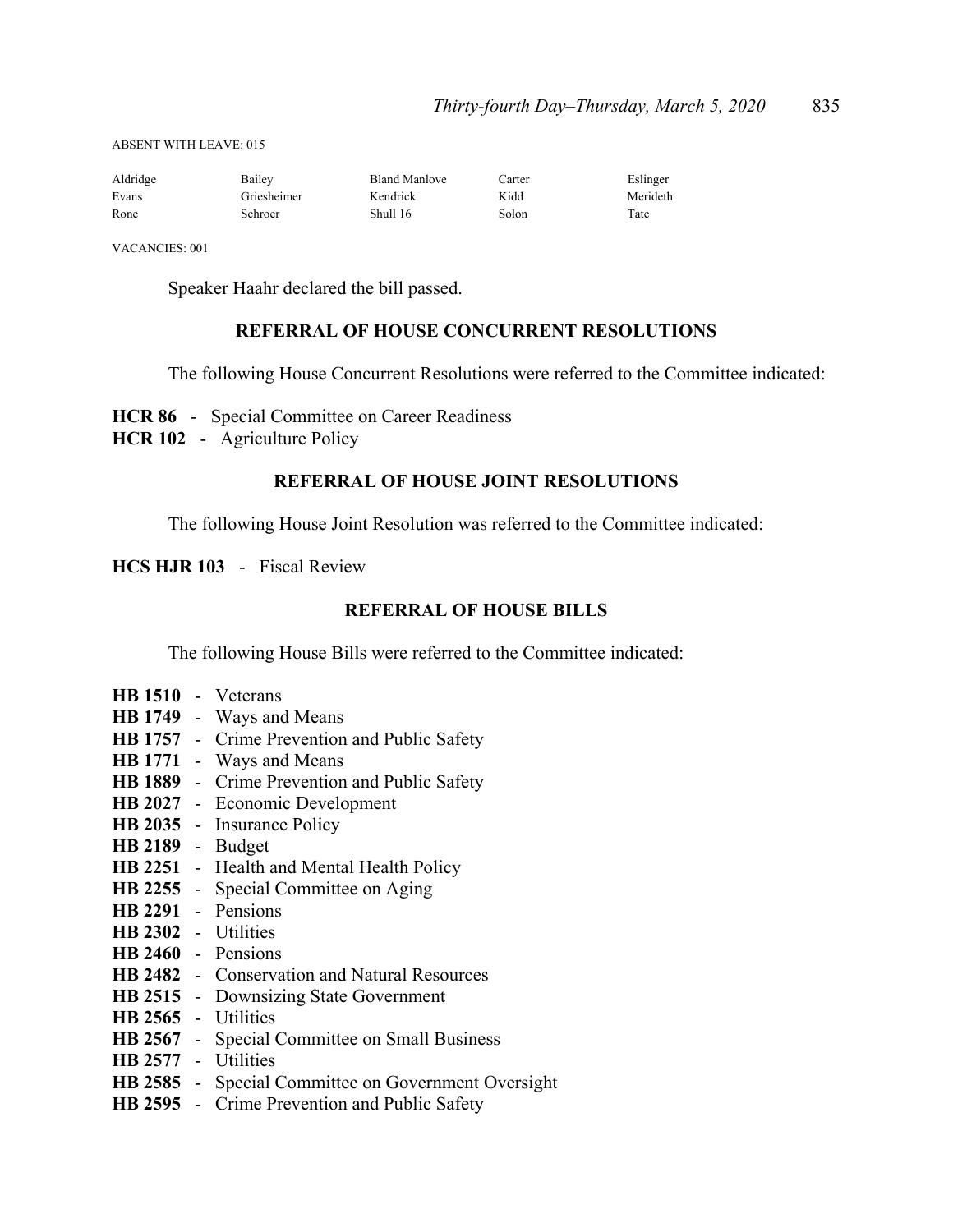ABSENT WITH LEAVE: 015

| | | | | |
|---|---|---|---|---|
| Aldridge | Bailey | Bland Manlove | Carter | Eslinger |
| Evans | Griesheimer | Kendrick | Kidd | Merideth |
| Rone | Schroer | Shull 16 | Solon | Tate |

VACANCIES: 001

Speaker Haahr declared the bill passed.

## REFERRAL OF HOUSE CONCURRENT RESOLUTIONS

The following House Concurrent Resolutions were referred to the Committee indicated:

**HCR 86** - Special Committee on Career Readiness
**HCR 102** - Agriculture Policy

## REFERRAL OF HOUSE JOINT RESOLUTIONS

The following House Joint Resolution was referred to the Committee indicated:

**HCS HJR 103** - Fiscal Review

## REFERRAL OF HOUSE BILLS

The following House Bills were referred to the Committee indicated:

**HB 1510** - Veterans
**HB 1749** - Ways and Means
**HB 1757** - Crime Prevention and Public Safety
**HB 1771** - Ways and Means
**HB 1889** - Crime Prevention and Public Safety
**HB 2027** - Economic Development
**HB 2035** - Insurance Policy
**HB 2189** - Budget
**HB 2251** - Health and Mental Health Policy
**HB 2255** - Special Committee on Aging
**HB 2291** - Pensions
**HB 2302** - Utilities
**HB 2460** - Pensions
**HB 2482** - Conservation and Natural Resources
**HB 2515** - Downsizing State Government
**HB 2565** - Utilities
**HB 2567** - Special Committee on Small Business
**HB 2577** - Utilities
**HB 2585** - Special Committee on Government Oversight
**HB 2595** - Crime Prevention and Public Safety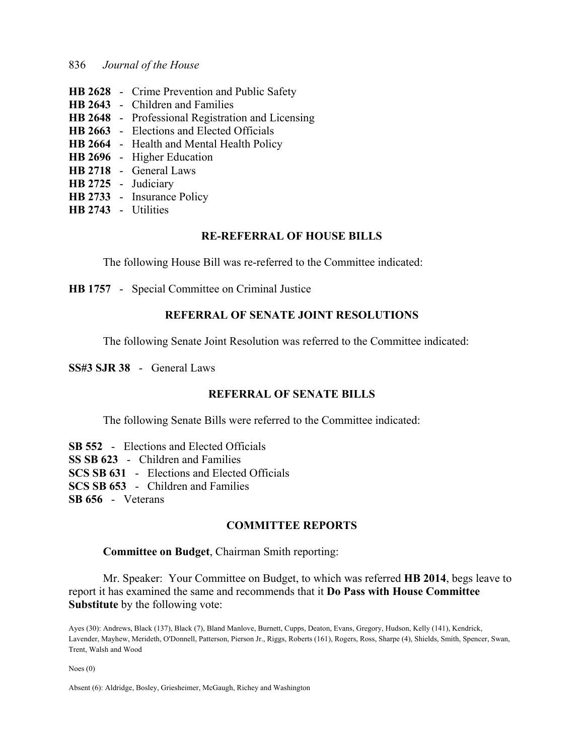**HB 2628** - Crime Prevention and Public Safety
**HB 2643** - Children and Families
**HB 2648** - Professional Registration and Licensing
**HB 2663** - Elections and Elected Officials
**HB 2664** - Health and Mental Health Policy
**HB 2696** - Higher Education
**HB 2718** - General Laws
**HB 2725** - Judiciary
**HB 2733** - Insurance Policy
**HB 2743** - Utilities

## RE-REFERRAL OF HOUSE BILLS

The following House Bill was re-referred to the Committee indicated:

**HB 1757** - Special Committee on Criminal Justice

## REFERRAL OF SENATE JOINT RESOLUTIONS

The following Senate Joint Resolution was referred to the Committee indicated:

**SS#3 SJR 38** - General Laws

## REFERRAL OF SENATE BILLS

The following Senate Bills were referred to the Committee indicated:

**SB 552** - Elections and Elected Officials
**SS SB 623** - Children and Families
**SCS SB 631** - Elections and Elected Officials
**SCS SB 653** - Children and Families
**SB 656** - Veterans

## COMMITTEE REPORTS

**Committee on Budget**, Chairman Smith reporting:

Mr. Speaker: Your Committee on Budget, to which was referred **HB 2014**, begs leave to report it has examined the same and recommends that it **Do Pass with House Committee Substitute** by the following vote:

Ayes (30): Andrews, Black (137), Black (7), Bland Manlove, Burnett, Cupps, Deaton, Evans, Gregory, Hudson, Kelly (141), Kendrick, Lavender, Mayhew, Merideth, O'Donnell, Patterson, Pierson Jr., Riggs, Roberts (161), Rogers, Ross, Sharpe (4), Shields, Smith, Spencer, Swan, Trent, Walsh and Wood

Noes (0)

Absent (6): Aldridge, Bosley, Griesheimer, McGaugh, Richey and Washington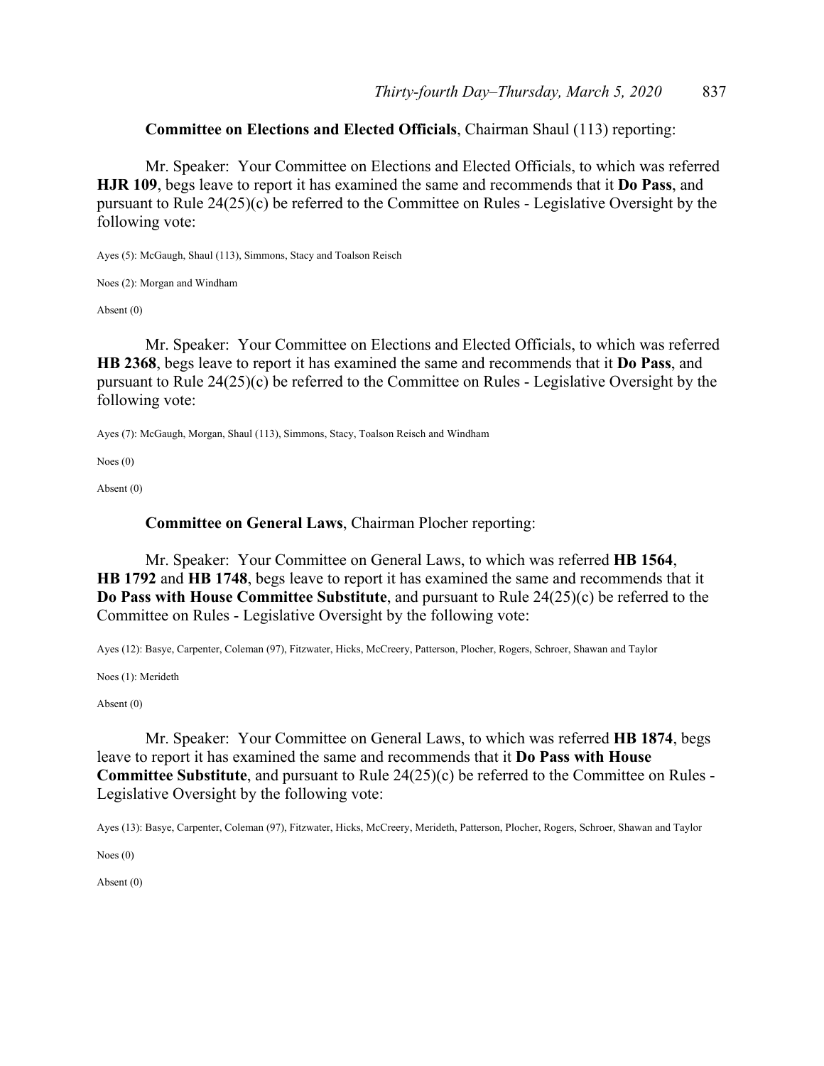**Committee on Elections and Elected Officials**, Chairman Shaul (113) reporting:

Mr. Speaker: Your Committee on Elections and Elected Officials, to which was referred **HJR 109**, begs leave to report it has examined the same and recommends that it **Do Pass**, and pursuant to Rule 24(25)(c) be referred to the Committee on Rules - Legislative Oversight by the following vote:

Ayes (5): McGaugh, Shaul (113), Simmons, Stacy and Toalson Reisch

Noes (2): Morgan and Windham

Absent (0)

Mr. Speaker: Your Committee on Elections and Elected Officials, to which was referred **HB 2368**, begs leave to report it has examined the same and recommends that it **Do Pass**, and pursuant to Rule 24(25)(c) be referred to the Committee on Rules - Legislative Oversight by the following vote:

Ayes (7): McGaugh, Morgan, Shaul (113), Simmons, Stacy, Toalson Reisch and Windham

Noes (0)

Absent (0)

**Committee on General Laws**, Chairman Plocher reporting:

Mr. Speaker: Your Committee on General Laws, to which was referred **HB 1564**, **HB 1792** and **HB 1748**, begs leave to report it has examined the same and recommends that it **Do Pass with House Committee Substitute**, and pursuant to Rule 24(25)(c) be referred to the Committee on Rules - Legislative Oversight by the following vote:

Ayes (12): Basye, Carpenter, Coleman (97), Fitzwater, Hicks, McCreery, Patterson, Plocher, Rogers, Schroer, Shawan and Taylor

Noes (1): Merideth

Absent (0)

Mr. Speaker: Your Committee on General Laws, to which was referred **HB 1874**, begs leave to report it has examined the same and recommends that it **Do Pass with House Committee Substitute**, and pursuant to Rule 24(25)(c) be referred to the Committee on Rules - Legislative Oversight by the following vote:

Ayes (13): Basye, Carpenter, Coleman (97), Fitzwater, Hicks, McCreery, Merideth, Patterson, Plocher, Rogers, Schroer, Shawan and Taylor

Noes (0)

Absent (0)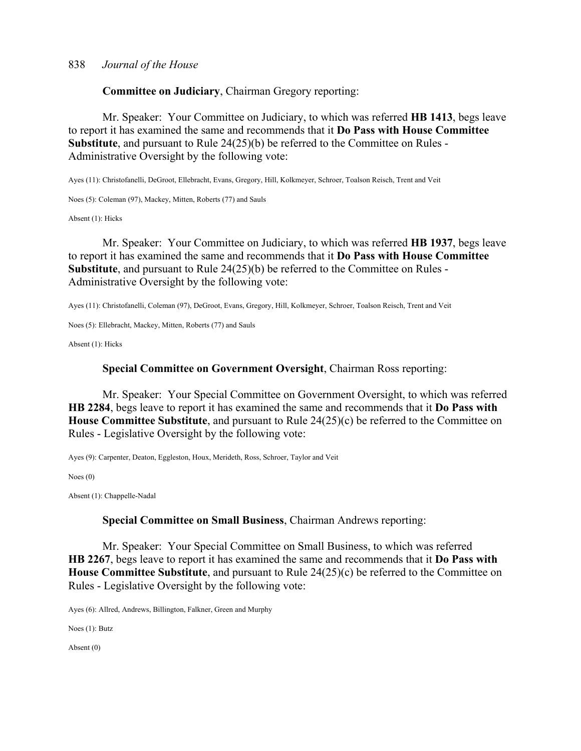**Committee on Judiciary**, Chairman Gregory reporting:

Mr. Speaker: Your Committee on Judiciary, to which was referred **HB 1413**, begs leave to report it has examined the same and recommends that it **Do Pass with House Committee Substitute**, and pursuant to Rule 24(25)(b) be referred to the Committee on Rules - Administrative Oversight by the following vote:

Ayes (11): Christofanelli, DeGroot, Ellebracht, Evans, Gregory, Hill, Kolkmeyer, Schroer, Toalson Reisch, Trent and Veit

Noes (5): Coleman (97), Mackey, Mitten, Roberts (77) and Sauls

Absent (1): Hicks

Mr. Speaker: Your Committee on Judiciary, to which was referred **HB 1937**, begs leave to report it has examined the same and recommends that it **Do Pass with House Committee Substitute**, and pursuant to Rule 24(25)(b) be referred to the Committee on Rules - Administrative Oversight by the following vote:

Ayes (11): Christofanelli, Coleman (97), DeGroot, Evans, Gregory, Hill, Kolkmeyer, Schroer, Toalson Reisch, Trent and Veit

Noes (5): Ellebracht, Mackey, Mitten, Roberts (77) and Sauls

Absent (1): Hicks

**Special Committee on Government Oversight**, Chairman Ross reporting:

Mr. Speaker: Your Special Committee on Government Oversight, to which was referred **HB 2284**, begs leave to report it has examined the same and recommends that it **Do Pass with House Committee Substitute**, and pursuant to Rule 24(25)(c) be referred to the Committee on Rules - Legislative Oversight by the following vote:

Ayes (9): Carpenter, Deaton, Eggleston, Houx, Merideth, Ross, Schroer, Taylor and Veit

Noes (0)

Absent (1): Chappelle-Nadal

**Special Committee on Small Business**, Chairman Andrews reporting:

Mr. Speaker: Your Special Committee on Small Business, to which was referred **HB 2267**, begs leave to report it has examined the same and recommends that it **Do Pass with House Committee Substitute**, and pursuant to Rule 24(25)(c) be referred to the Committee on Rules - Legislative Oversight by the following vote:

Ayes (6): Allred, Andrews, Billington, Falkner, Green and Murphy

Noes (1): Butz

Absent (0)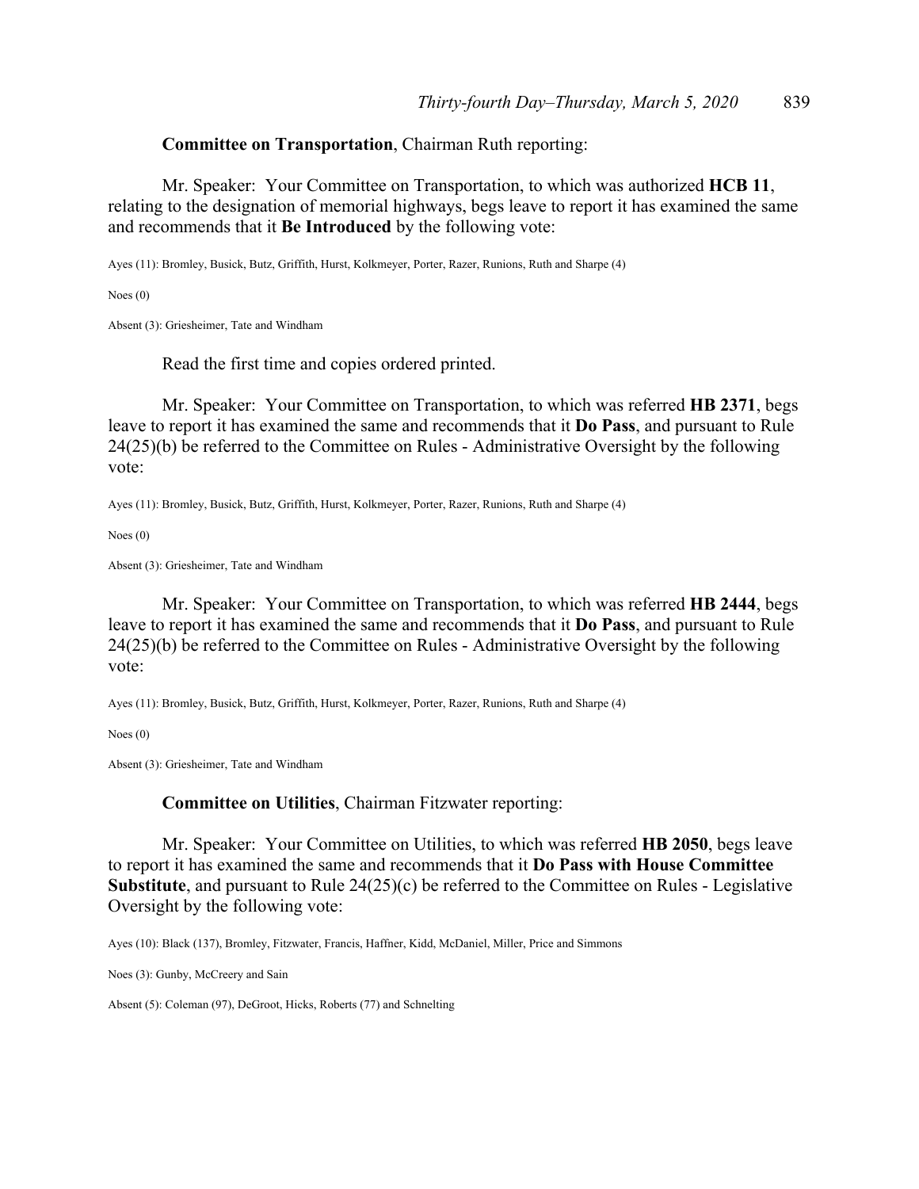**Committee on Transportation**, Chairman Ruth reporting:

Mr. Speaker: Your Committee on Transportation, to which was authorized **HCB 11**, relating to the designation of memorial highways, begs leave to report it has examined the same and recommends that it **Be Introduced** by the following vote:

Ayes (11): Bromley, Busick, Butz, Griffith, Hurst, Kolkmeyer, Porter, Razer, Runions, Ruth and Sharpe (4)

Noes (0)

Absent (3): Griesheimer, Tate and Windham

Read the first time and copies ordered printed.

Mr. Speaker: Your Committee on Transportation, to which was referred **HB 2371**, begs leave to report it has examined the same and recommends that it **Do Pass**, and pursuant to Rule 24(25)(b) be referred to the Committee on Rules - Administrative Oversight by the following vote:

Ayes (11): Bromley, Busick, Butz, Griffith, Hurst, Kolkmeyer, Porter, Razer, Runions, Ruth and Sharpe (4)

Noes (0)

Absent (3): Griesheimer, Tate and Windham

Mr. Speaker: Your Committee on Transportation, to which was referred **HB 2444**, begs leave to report it has examined the same and recommends that it **Do Pass**, and pursuant to Rule 24(25)(b) be referred to the Committee on Rules - Administrative Oversight by the following vote:

Ayes (11): Bromley, Busick, Butz, Griffith, Hurst, Kolkmeyer, Porter, Razer, Runions, Ruth and Sharpe (4)

Noes (0)

Absent (3): Griesheimer, Tate and Windham

**Committee on Utilities**, Chairman Fitzwater reporting:

Mr. Speaker: Your Committee on Utilities, to which was referred **HB 2050**, begs leave to report it has examined the same and recommends that it **Do Pass with House Committee Substitute**, and pursuant to Rule 24(25)(c) be referred to the Committee on Rules - Legislative Oversight by the following vote:

Ayes (10): Black (137), Bromley, Fitzwater, Francis, Haffner, Kidd, McDaniel, Miller, Price and Simmons

Noes (3): Gunby, McCreery and Sain

Absent (5): Coleman (97), DeGroot, Hicks, Roberts (77) and Schnelting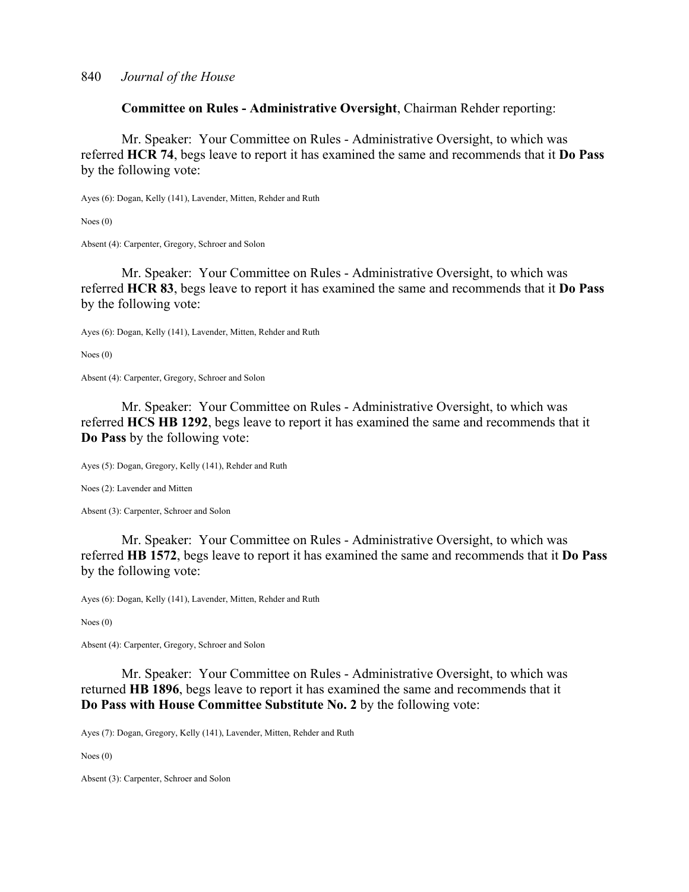**Committee on Rules - Administrative Oversight**, Chairman Rehder reporting:

Mr. Speaker: Your Committee on Rules - Administrative Oversight, to which was referred **HCR 74**, begs leave to report it has examined the same and recommends that it **Do Pass** by the following vote:

Ayes (6): Dogan, Kelly (141), Lavender, Mitten, Rehder and Ruth

Noes (0)

Absent (4): Carpenter, Gregory, Schroer and Solon

Mr. Speaker: Your Committee on Rules - Administrative Oversight, to which was referred **HCR 83**, begs leave to report it has examined the same and recommends that it **Do Pass** by the following vote:

Ayes (6): Dogan, Kelly (141), Lavender, Mitten, Rehder and Ruth

Noes (0)

Absent (4): Carpenter, Gregory, Schroer and Solon

Mr. Speaker: Your Committee on Rules - Administrative Oversight, to which was referred **HCS HB 1292**, begs leave to report it has examined the same and recommends that it **Do Pass** by the following vote:

Ayes (5): Dogan, Gregory, Kelly (141), Rehder and Ruth

Noes (2): Lavender and Mitten

Absent (3): Carpenter, Schroer and Solon

Mr. Speaker: Your Committee on Rules - Administrative Oversight, to which was referred **HB 1572**, begs leave to report it has examined the same and recommends that it **Do Pass** by the following vote:

Ayes (6): Dogan, Kelly (141), Lavender, Mitten, Rehder and Ruth

Noes (0)

Absent (4): Carpenter, Gregory, Schroer and Solon

Mr. Speaker: Your Committee on Rules - Administrative Oversight, to which was returned **HB 1896**, begs leave to report it has examined the same and recommends that it **Do Pass with House Committee Substitute No. 2** by the following vote:

Ayes (7): Dogan, Gregory, Kelly (141), Lavender, Mitten, Rehder and Ruth

Noes (0)

Absent (3): Carpenter, Schroer and Solon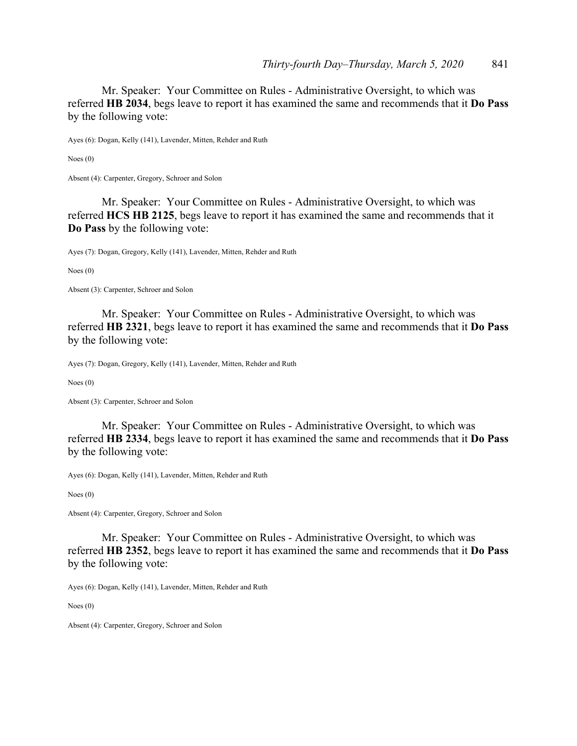Mr. Speaker: Your Committee on Rules - Administrative Oversight, to which was referred **HB 2034**, begs leave to report it has examined the same and recommends that it **Do Pass** by the following vote:

Ayes (6): Dogan, Kelly (141), Lavender, Mitten, Rehder and Ruth

Noes (0)

Absent (4): Carpenter, Gregory, Schroer and Solon

Mr. Speaker: Your Committee on Rules - Administrative Oversight, to which was referred **HCS HB 2125**, begs leave to report it has examined the same and recommends that it **Do Pass** by the following vote:

Ayes (7): Dogan, Gregory, Kelly (141), Lavender, Mitten, Rehder and Ruth

Noes (0)

Absent (3): Carpenter, Schroer and Solon

Mr. Speaker: Your Committee on Rules - Administrative Oversight, to which was referred **HB 2321**, begs leave to report it has examined the same and recommends that it **Do Pass** by the following vote:

Ayes (7): Dogan, Gregory, Kelly (141), Lavender, Mitten, Rehder and Ruth

Noes (0)

Absent (3): Carpenter, Schroer and Solon

Mr. Speaker: Your Committee on Rules - Administrative Oversight, to which was referred **HB 2334**, begs leave to report it has examined the same and recommends that it **Do Pass** by the following vote:

Ayes (6): Dogan, Kelly (141), Lavender, Mitten, Rehder and Ruth

Noes (0)

Absent (4): Carpenter, Gregory, Schroer and Solon

Mr. Speaker: Your Committee on Rules - Administrative Oversight, to which was referred **HB 2352**, begs leave to report it has examined the same and recommends that it **Do Pass** by the following vote:

Ayes (6): Dogan, Kelly (141), Lavender, Mitten, Rehder and Ruth

Noes (0)

Absent (4): Carpenter, Gregory, Schroer and Solon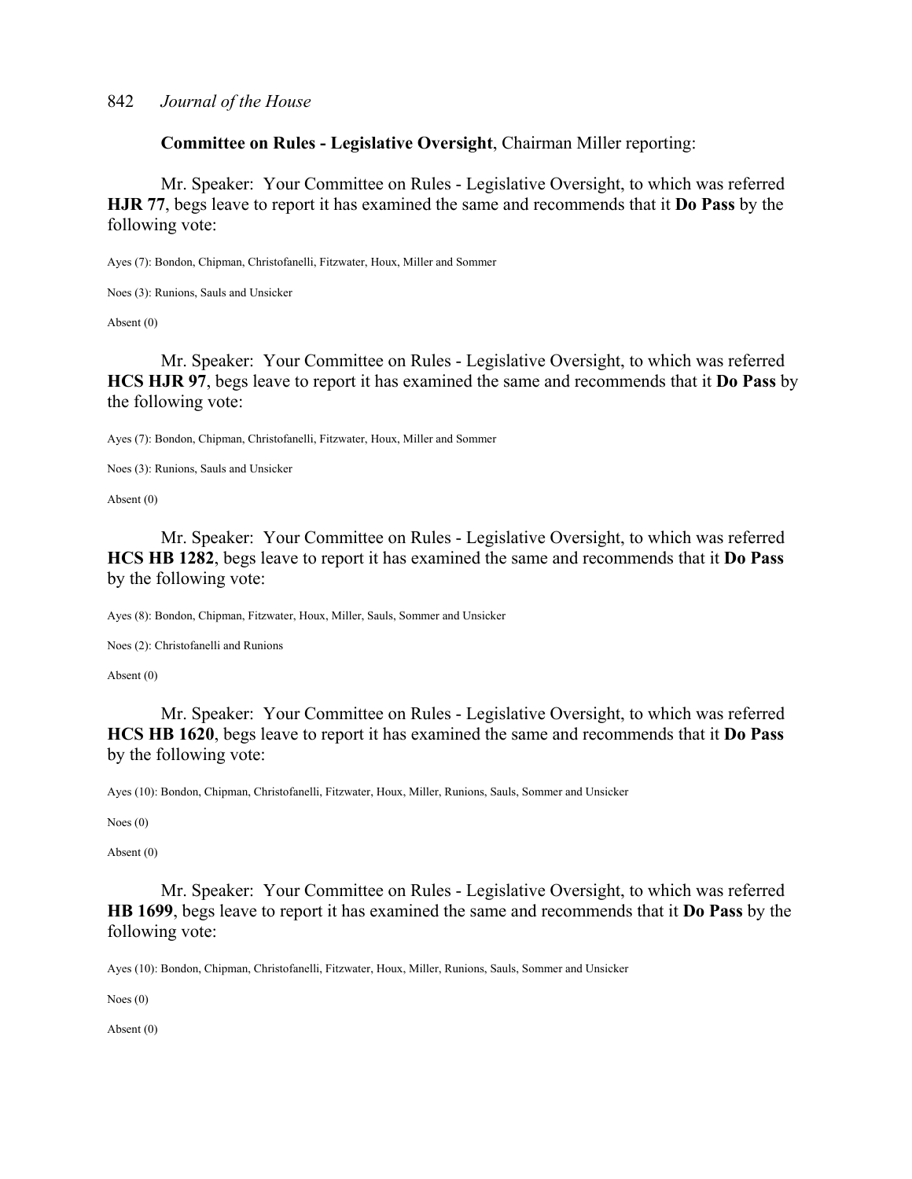**Committee on Rules - Legislative Oversight**, Chairman Miller reporting:

Mr. Speaker: Your Committee on Rules - Legislative Oversight, to which was referred **HJR 77**, begs leave to report it has examined the same and recommends that it **Do Pass** by the following vote:

Ayes (7): Bondon, Chipman, Christofanelli, Fitzwater, Houx, Miller and Sommer

Noes (3): Runions, Sauls and Unsicker

Absent (0)

Mr. Speaker: Your Committee on Rules - Legislative Oversight, to which was referred **HCS HJR 97**, begs leave to report it has examined the same and recommends that it **Do Pass** by the following vote:

Ayes (7): Bondon, Chipman, Christofanelli, Fitzwater, Houx, Miller and Sommer

Noes (3): Runions, Sauls and Unsicker

Absent (0)

Mr. Speaker: Your Committee on Rules - Legislative Oversight, to which was referred **HCS HB 1282**, begs leave to report it has examined the same and recommends that it **Do Pass** by the following vote:

Ayes (8): Bondon, Chipman, Fitzwater, Houx, Miller, Sauls, Sommer and Unsicker

Noes (2): Christofanelli and Runions

Absent (0)

Mr. Speaker: Your Committee on Rules - Legislative Oversight, to which was referred **HCS HB 1620**, begs leave to report it has examined the same and recommends that it **Do Pass** by the following vote:

Ayes (10): Bondon, Chipman, Christofanelli, Fitzwater, Houx, Miller, Runions, Sauls, Sommer and Unsicker

Noes (0)

Absent (0)

Mr. Speaker: Your Committee on Rules - Legislative Oversight, to which was referred **HB 1699**, begs leave to report it has examined the same and recommends that it **Do Pass** by the following vote:

Ayes (10): Bondon, Chipman, Christofanelli, Fitzwater, Houx, Miller, Runions, Sauls, Sommer and Unsicker

Noes (0)

Absent (0)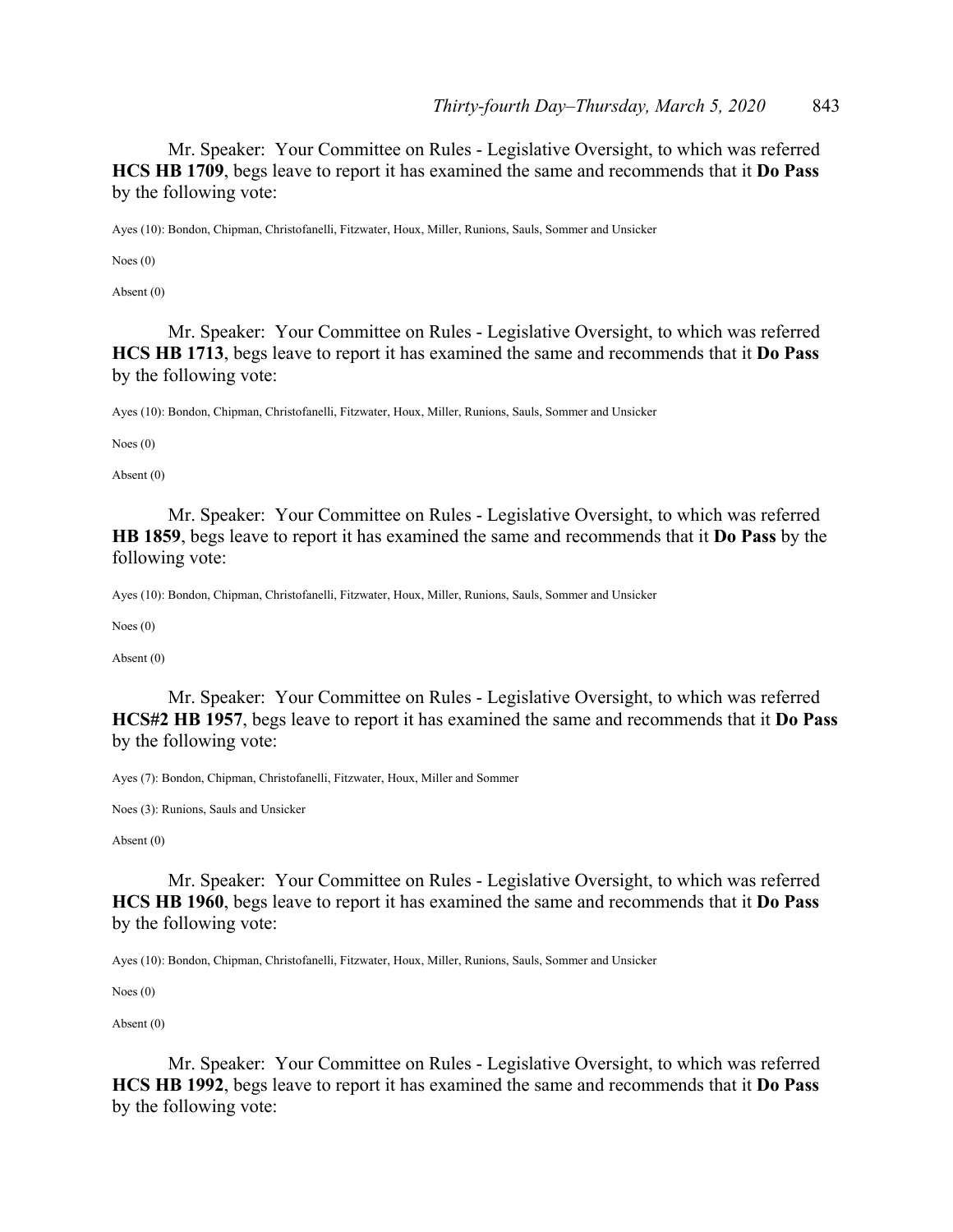Mr. Speaker: Your Committee on Rules - Legislative Oversight, to which was referred **HCS HB 1709**, begs leave to report it has examined the same and recommends that it **Do Pass** by the following vote:

Ayes (10): Bondon, Chipman, Christofanelli, Fitzwater, Houx, Miller, Runions, Sauls, Sommer and Unsicker

Noes (0)

Absent (0)

Mr. Speaker: Your Committee on Rules - Legislative Oversight, to which was referred **HCS HB 1713**, begs leave to report it has examined the same and recommends that it **Do Pass** by the following vote:

Ayes (10): Bondon, Chipman, Christofanelli, Fitzwater, Houx, Miller, Runions, Sauls, Sommer and Unsicker

Noes (0)

Absent (0)

Mr. Speaker: Your Committee on Rules - Legislative Oversight, to which was referred **HB 1859**, begs leave to report it has examined the same and recommends that it **Do Pass** by the following vote:

Ayes (10): Bondon, Chipman, Christofanelli, Fitzwater, Houx, Miller, Runions, Sauls, Sommer and Unsicker

Noes (0)

Absent (0)

Mr. Speaker: Your Committee on Rules - Legislative Oversight, to which was referred **HCS#2 HB 1957**, begs leave to report it has examined the same and recommends that it **Do Pass** by the following vote:

Ayes (7): Bondon, Chipman, Christofanelli, Fitzwater, Houx, Miller and Sommer

Noes (3): Runions, Sauls and Unsicker

Absent (0)

Mr. Speaker: Your Committee on Rules - Legislative Oversight, to which was referred **HCS HB 1960**, begs leave to report it has examined the same and recommends that it **Do Pass** by the following vote:

Ayes (10): Bondon, Chipman, Christofanelli, Fitzwater, Houx, Miller, Runions, Sauls, Sommer and Unsicker

Noes (0)

Absent (0)

Mr. Speaker: Your Committee on Rules - Legislative Oversight, to which was referred **HCS HB 1992**, begs leave to report it has examined the same and recommends that it **Do Pass** by the following vote: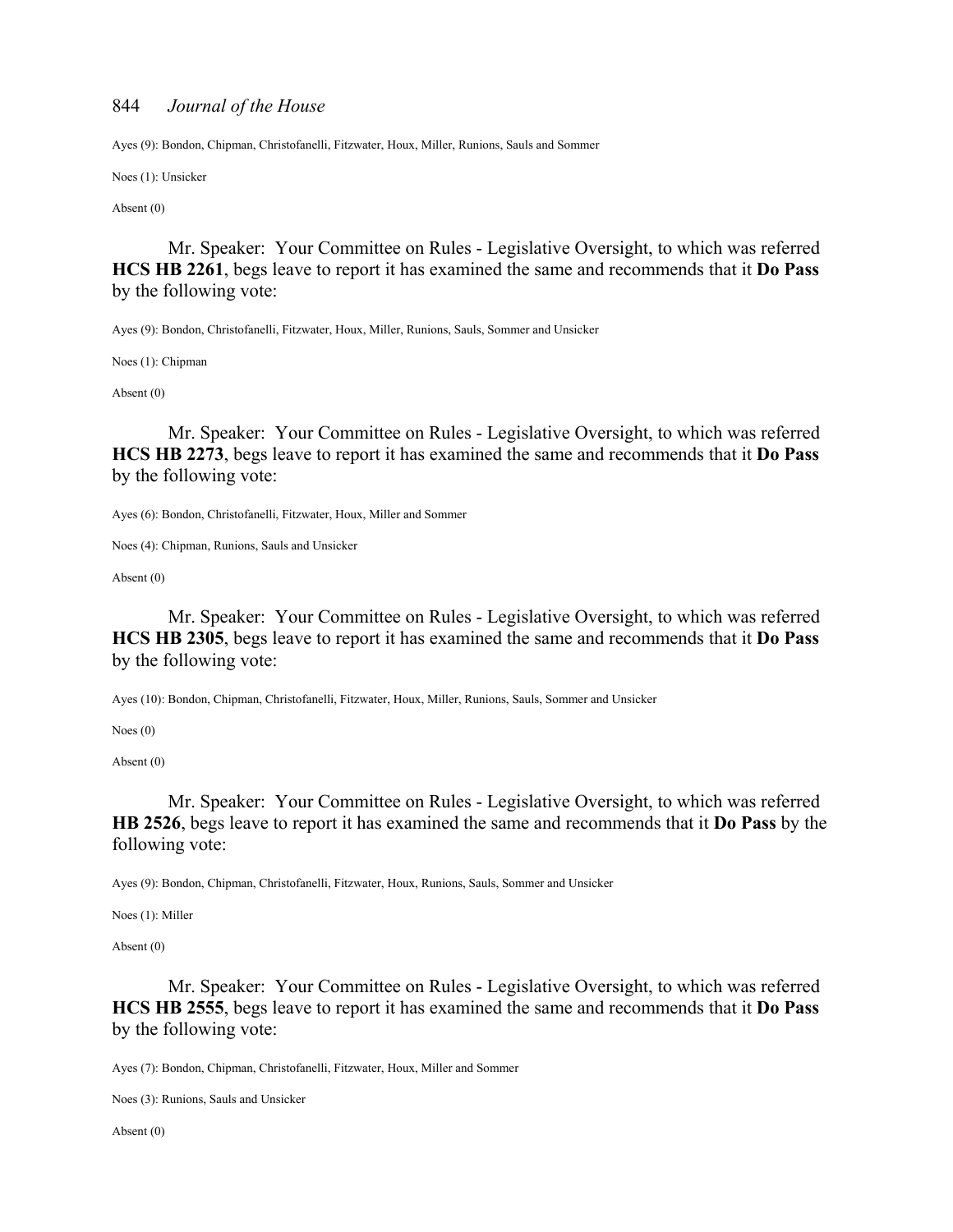Ayes (9): Bondon, Chipman, Christofanelli, Fitzwater, Houx, Miller, Runions, Sauls and Sommer

Noes (1): Unsicker

Absent (0)

Mr. Speaker: Your Committee on Rules - Legislative Oversight, to which was referred **HCS HB 2261**, begs leave to report it has examined the same and recommends that it **Do Pass** by the following vote:

Ayes (9): Bondon, Christofanelli, Fitzwater, Houx, Miller, Runions, Sauls, Sommer and Unsicker

Noes (1): Chipman

Absent (0)

Mr. Speaker: Your Committee on Rules - Legislative Oversight, to which was referred **HCS HB 2273**, begs leave to report it has examined the same and recommends that it **Do Pass** by the following vote:

Ayes (6): Bondon, Christofanelli, Fitzwater, Houx, Miller and Sommer

Noes (4): Chipman, Runions, Sauls and Unsicker

Absent (0)

Mr. Speaker: Your Committee on Rules - Legislative Oversight, to which was referred **HCS HB 2305**, begs leave to report it has examined the same and recommends that it **Do Pass** by the following vote:

Ayes (10): Bondon, Chipman, Christofanelli, Fitzwater, Houx, Miller, Runions, Sauls, Sommer and Unsicker

Noes (0)

Absent (0)

Mr. Speaker: Your Committee on Rules - Legislative Oversight, to which was referred **HB 2526**, begs leave to report it has examined the same and recommends that it **Do Pass** by the following vote:

Ayes (9): Bondon, Chipman, Christofanelli, Fitzwater, Houx, Runions, Sauls, Sommer and Unsicker

Noes (1): Miller

Absent (0)

Mr. Speaker: Your Committee on Rules - Legislative Oversight, to which was referred **HCS HB 2555**, begs leave to report it has examined the same and recommends that it **Do Pass** by the following vote:

Ayes (7): Bondon, Chipman, Christofanelli, Fitzwater, Houx, Miller and Sommer

Noes (3): Runions, Sauls and Unsicker

Absent (0)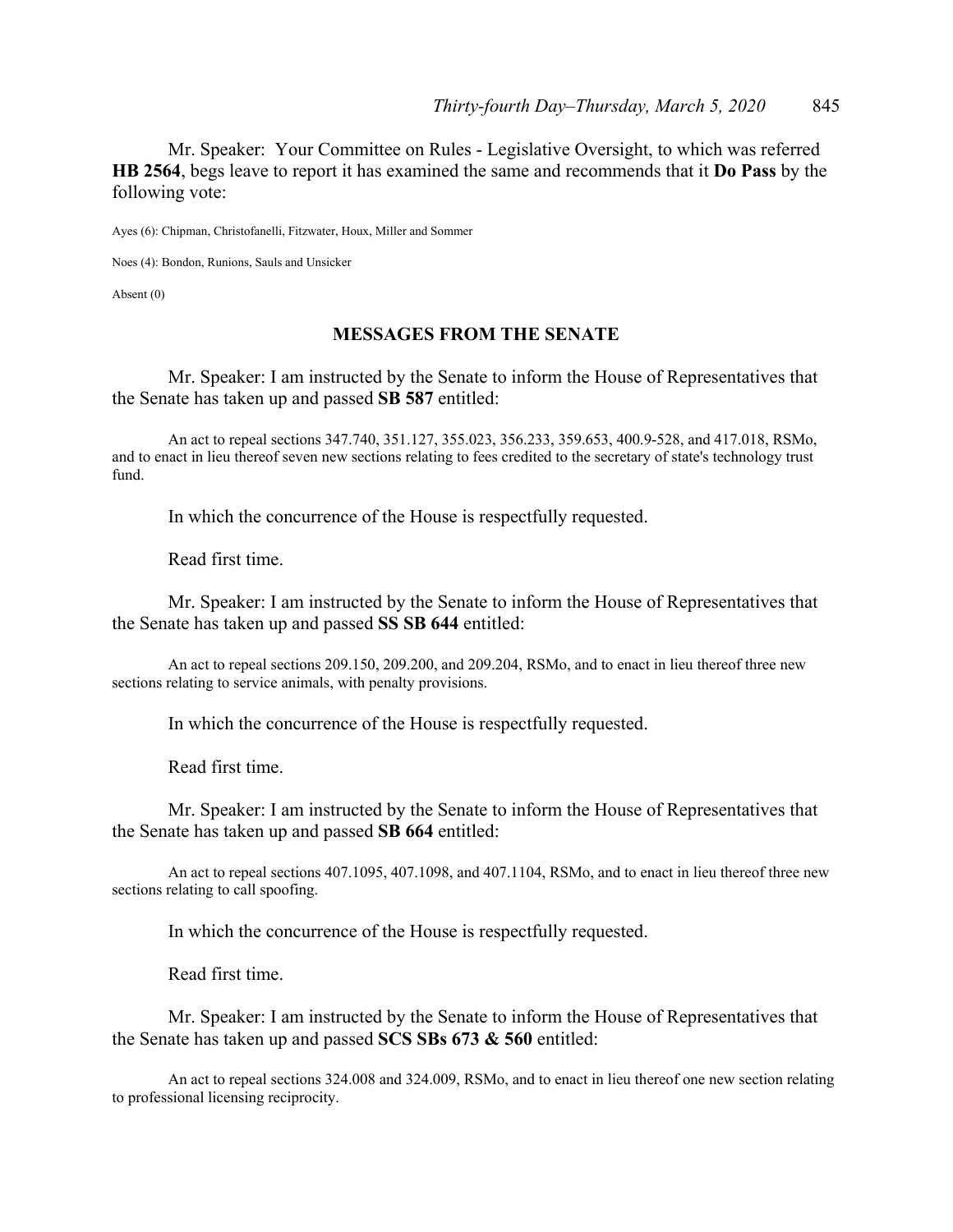Mr. Speaker: Your Committee on Rules - Legislative Oversight, to which was referred **HB 2564**, begs leave to report it has examined the same and recommends that it **Do Pass** by the following vote:

Ayes (6): Chipman, Christofanelli, Fitzwater, Houx, Miller and Sommer

Noes (4): Bondon, Runions, Sauls and Unsicker

Absent (0)

## MESSAGES FROM THE SENATE

Mr. Speaker: I am instructed by the Senate to inform the House of Representatives that the Senate has taken up and passed **SB 587** entitled:

An act to repeal sections 347.740, 351.127, 355.023, 356.233, 359.653, 400.9-528, and 417.018, RSMo, and to enact in lieu thereof seven new sections relating to fees credited to the secretary of state's technology trust fund.

In which the concurrence of the House is respectfully requested.

Read first time.

Mr. Speaker: I am instructed by the Senate to inform the House of Representatives that the Senate has taken up and passed **SS SB 644** entitled:

An act to repeal sections 209.150, 209.200, and 209.204, RSMo, and to enact in lieu thereof three new sections relating to service animals, with penalty provisions.

In which the concurrence of the House is respectfully requested.

Read first time.

Mr. Speaker: I am instructed by the Senate to inform the House of Representatives that the Senate has taken up and passed **SB 664** entitled:

An act to repeal sections 407.1095, 407.1098, and 407.1104, RSMo, and to enact in lieu thereof three new sections relating to call spoofing.

In which the concurrence of the House is respectfully requested.

Read first time.

Mr. Speaker: I am instructed by the Senate to inform the House of Representatives that the Senate has taken up and passed **SCS SBs 673 & 560** entitled:

An act to repeal sections 324.008 and 324.009, RSMo, and to enact in lieu thereof one new section relating to professional licensing reciprocity.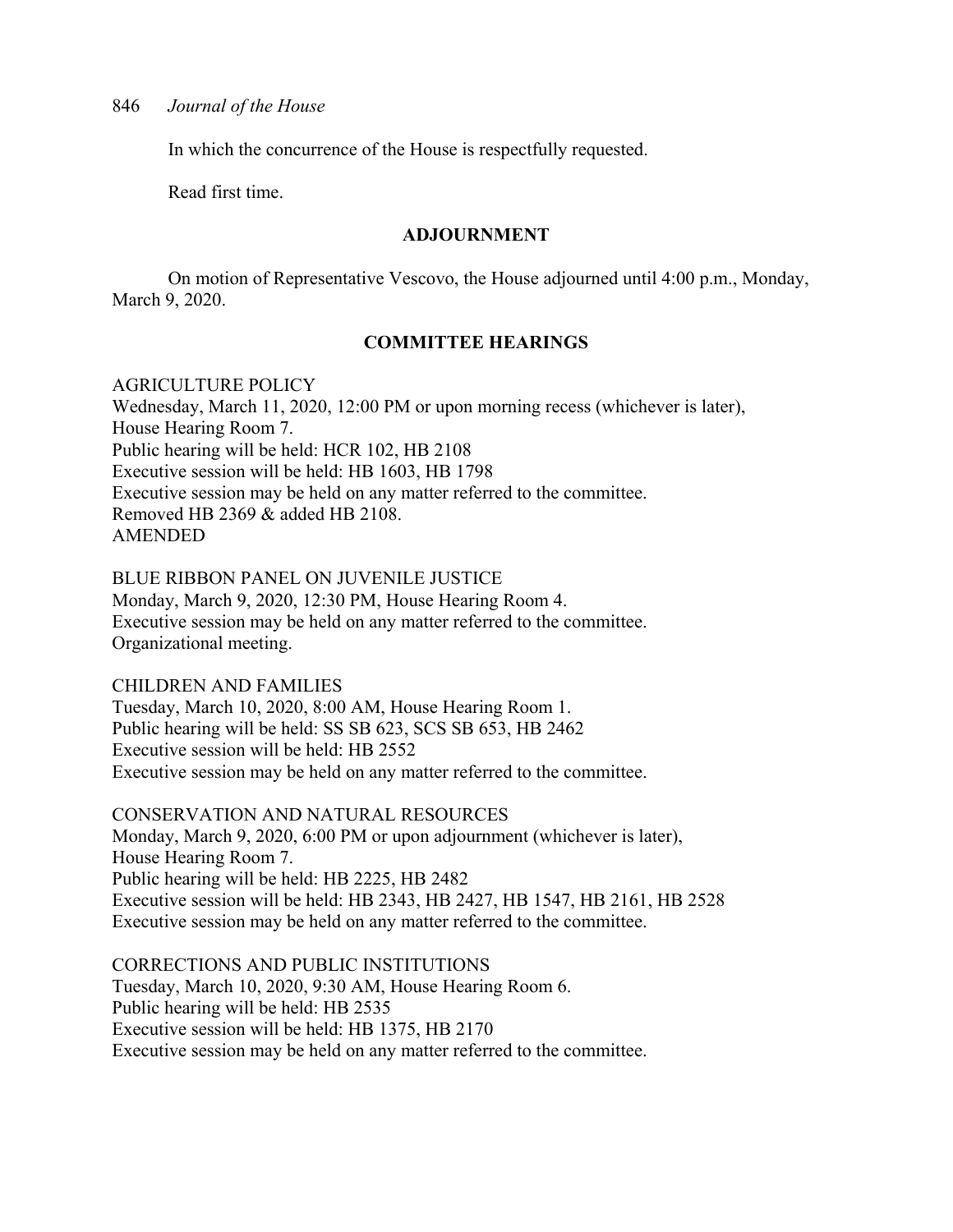In which the concurrence of the House is respectfully requested.

Read first time.

## ADJOURNMENT

On motion of Representative Vescovo, the House adjourned until 4:00 p.m., Monday, March 9, 2020.

## COMMITTEE HEARINGS

AGRICULTURE POLICY
Wednesday, March 11, 2020, 12:00 PM or upon morning recess (whichever is later), House Hearing Room 7.
Public hearing will be held: HCR 102, HB 2108
Executive session will be held: HB 1603, HB 1798
Executive session may be held on any matter referred to the committee.
Removed HB 2369 & added HB 2108.
AMENDED

BLUE RIBBON PANEL ON JUVENILE JUSTICE
Monday, March 9, 2020, 12:30 PM, House Hearing Room 4.
Executive session may be held on any matter referred to the committee.
Organizational meeting.

CHILDREN AND FAMILIES
Tuesday, March 10, 2020, 8:00 AM, House Hearing Room 1.
Public hearing will be held: SS SB 623, SCS SB 653, HB 2462
Executive session will be held: HB 2552
Executive session may be held on any matter referred to the committee.

CONSERVATION AND NATURAL RESOURCES
Monday, March 9, 2020, 6:00 PM or upon adjournment (whichever is later), House Hearing Room 7.
Public hearing will be held: HB 2225, HB 2482
Executive session will be held: HB 2343, HB 2427, HB 1547, HB 2161, HB 2528
Executive session may be held on any matter referred to the committee.

CORRECTIONS AND PUBLIC INSTITUTIONS
Tuesday, March 10, 2020, 9:30 AM, House Hearing Room 6.
Public hearing will be held: HB 2535
Executive session will be held: HB 1375, HB 2170
Executive session may be held on any matter referred to the committee.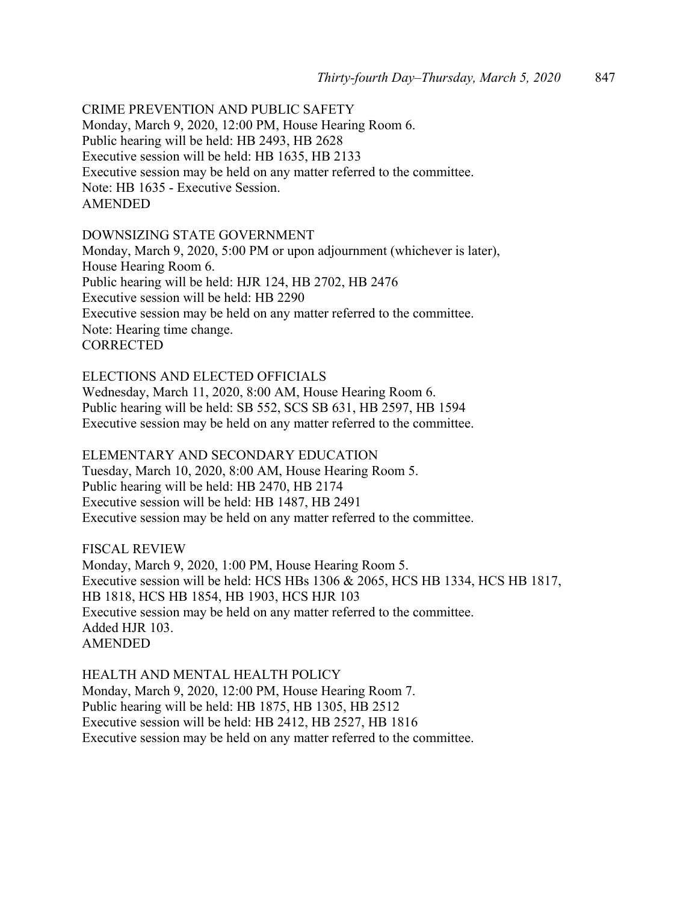CRIME PREVENTION AND PUBLIC SAFETY
Monday, March 9, 2020, 12:00 PM, House Hearing Room 6.
Public hearing will be held: HB 2493, HB 2628
Executive session will be held: HB 1635, HB 2133
Executive session may be held on any matter referred to the committee.
Note: HB 1635 - Executive Session.
AMENDED

DOWNSIZING STATE GOVERNMENT
Monday, March 9, 2020, 5:00 PM or upon adjournment (whichever is later),
House Hearing Room 6.
Public hearing will be held: HJR 124, HB 2702, HB 2476
Executive session will be held: HB 2290
Executive session may be held on any matter referred to the committee.
Note: Hearing time change.
CORRECTED

ELECTIONS AND ELECTED OFFICIALS
Wednesday, March 11, 2020, 8:00 AM, House Hearing Room 6.
Public hearing will be held: SB 552, SCS SB 631, HB 2597, HB 1594
Executive session may be held on any matter referred to the committee.

ELEMENTARY AND SECONDARY EDUCATION
Tuesday, March 10, 2020, 8:00 AM, House Hearing Room 5.
Public hearing will be held: HB 2470, HB 2174
Executive session will be held: HB 1487, HB 2491
Executive session may be held on any matter referred to the committee.

FISCAL REVIEW
Monday, March 9, 2020, 1:00 PM, House Hearing Room 5.
Executive session will be held: HCS HBs 1306 & 2065, HCS HB 1334, HCS HB 1817,
HB 1818, HCS HB 1854, HB 1903, HCS HJR 103
Executive session may be held on any matter referred to the committee.
Added HJR 103.
AMENDED

HEALTH AND MENTAL HEALTH POLICY
Monday, March 9, 2020, 12:00 PM, House Hearing Room 7.
Public hearing will be held: HB 1875, HB 1305, HB 2512
Executive session will be held: HB 2412, HB 2527, HB 1816
Executive session may be held on any matter referred to the committee.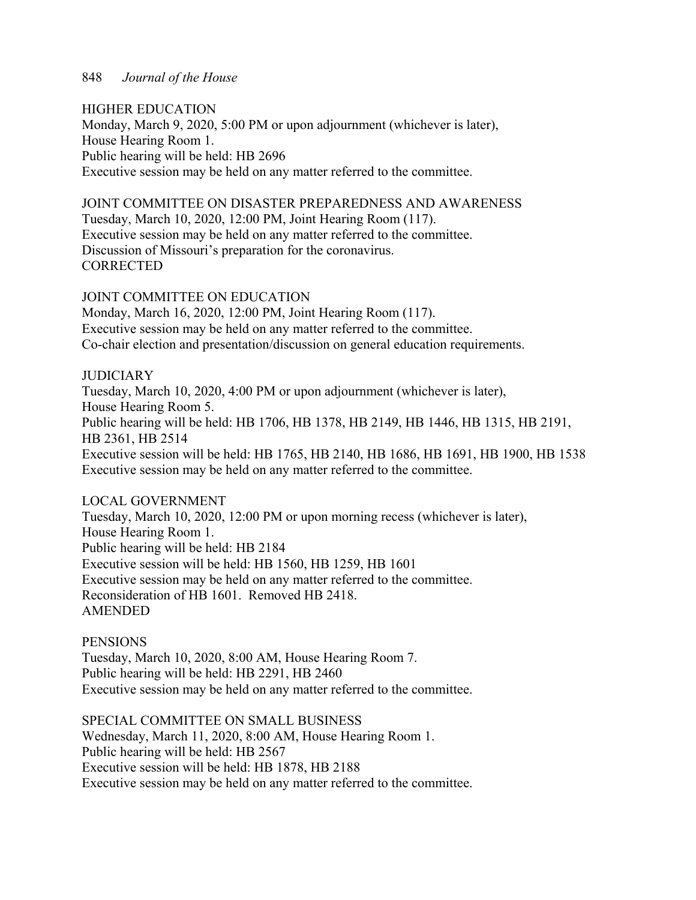HIGHER EDUCATION
Monday, March 9, 2020, 5:00 PM or upon adjournment (whichever is later),
House Hearing Room 1.
Public hearing will be held: HB 2696
Executive session may be held on any matter referred to the committee.

JOINT COMMITTEE ON DISASTER PREPAREDNESS AND AWARENESS
Tuesday, March 10, 2020, 12:00 PM, Joint Hearing Room (117).
Executive session may be held on any matter referred to the committee.
Discussion of Missouri's preparation for the coronavirus.
CORRECTED

JOINT COMMITTEE ON EDUCATION
Monday, March 16, 2020, 12:00 PM, Joint Hearing Room (117).
Executive session may be held on any matter referred to the committee.
Co-chair election and presentation/discussion on general education requirements.

JUDICIARY
Tuesday, March 10, 2020, 4:00 PM or upon adjournment (whichever is later),
House Hearing Room 5.
Public hearing will be held: HB 1706, HB 1378, HB 2149, HB 1446, HB 1315, HB 2191, HB 2361, HB 2514
Executive session will be held: HB 1765, HB 2140, HB 1686, HB 1691, HB 1900, HB 1538
Executive session may be held on any matter referred to the committee.

LOCAL GOVERNMENT
Tuesday, March 10, 2020, 12:00 PM or upon morning recess (whichever is later),
House Hearing Room 1.
Public hearing will be held: HB 2184
Executive session will be held: HB 1560, HB 1259, HB 1601
Executive session may be held on any matter referred to the committee.
Reconsideration of HB 1601. Removed HB 2418.
AMENDED

PENSIONS
Tuesday, March 10, 2020, 8:00 AM, House Hearing Room 7.
Public hearing will be held: HB 2291, HB 2460
Executive session may be held on any matter referred to the committee.

SPECIAL COMMITTEE ON SMALL BUSINESS
Wednesday, March 11, 2020, 8:00 AM, House Hearing Room 1.
Public hearing will be held: HB 2567
Executive session will be held: HB 1878, HB 2188
Executive session may be held on any matter referred to the committee.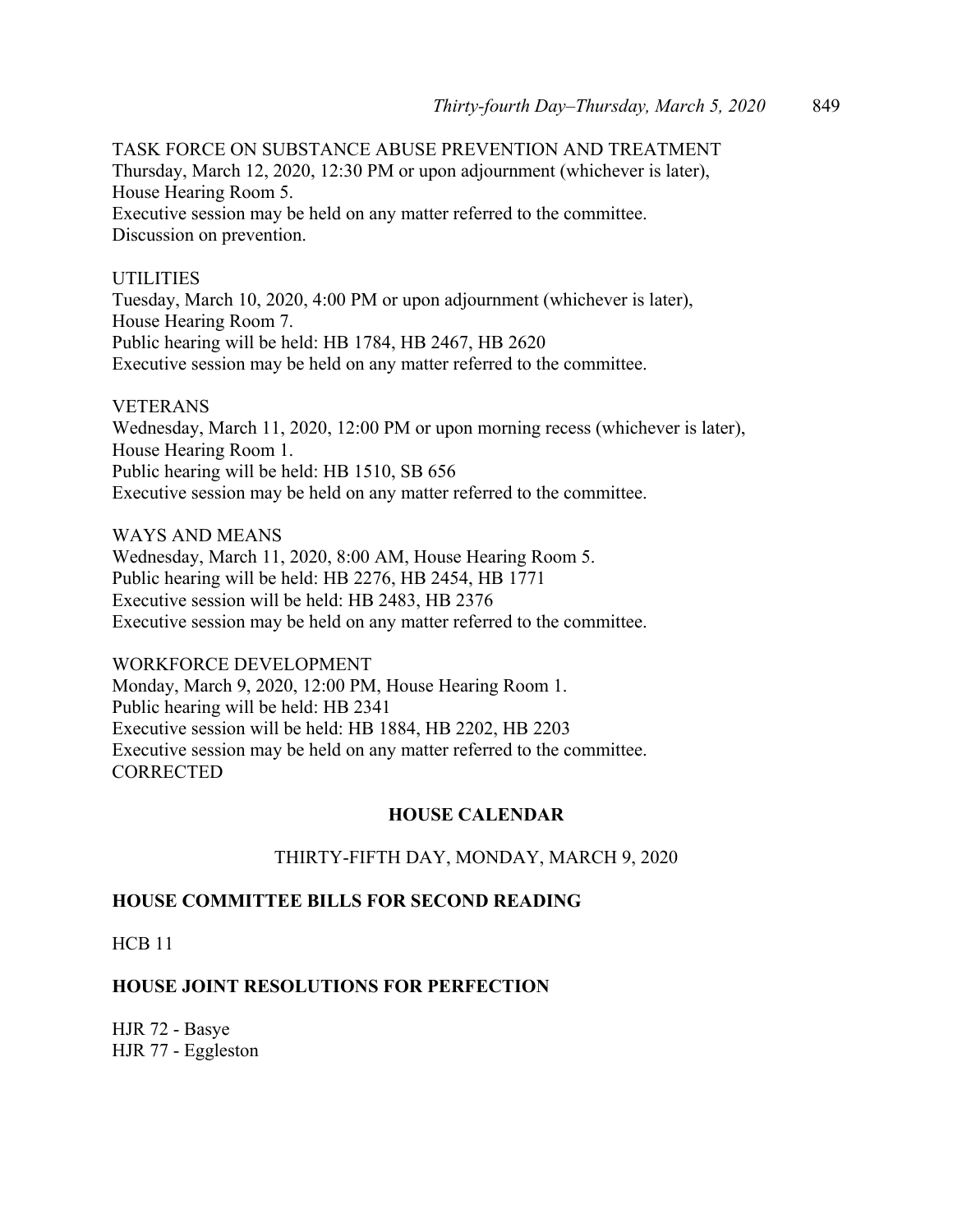TASK FORCE ON SUBSTANCE ABUSE PREVENTION AND TREATMENT
Thursday, March 12, 2020, 12:30 PM or upon adjournment (whichever is later),
House Hearing Room 5.
Executive session may be held on any matter referred to the committee.
Discussion on prevention.

UTILITIES
Tuesday, March 10, 2020, 4:00 PM or upon adjournment (whichever is later),
House Hearing Room 7.
Public hearing will be held: HB 1784, HB 2467, HB 2620
Executive session may be held on any matter referred to the committee.

VETERANS
Wednesday, March 11, 2020, 12:00 PM or upon morning recess (whichever is later),
House Hearing Room 1.
Public hearing will be held: HB 1510, SB 656
Executive session may be held on any matter referred to the committee.

WAYS AND MEANS
Wednesday, March 11, 2020, 8:00 AM, House Hearing Room 5.
Public hearing will be held: HB 2276, HB 2454, HB 1771
Executive session will be held: HB 2483, HB 2376
Executive session may be held on any matter referred to the committee.

WORKFORCE DEVELOPMENT
Monday, March 9, 2020, 12:00 PM, House Hearing Room 1.
Public hearing will be held: HB 2341
Executive session will be held: HB 1884, HB 2202, HB 2203
Executive session may be held on any matter referred to the committee.
CORRECTED

## HOUSE CALENDAR

THIRTY-FIFTH DAY, MONDAY, MARCH 9, 2020

### HOUSE COMMITTEE BILLS FOR SECOND READING

HCB 11

### HOUSE JOINT RESOLUTIONS FOR PERFECTION

HJR 72 - Basye
HJR 77 - Eggleston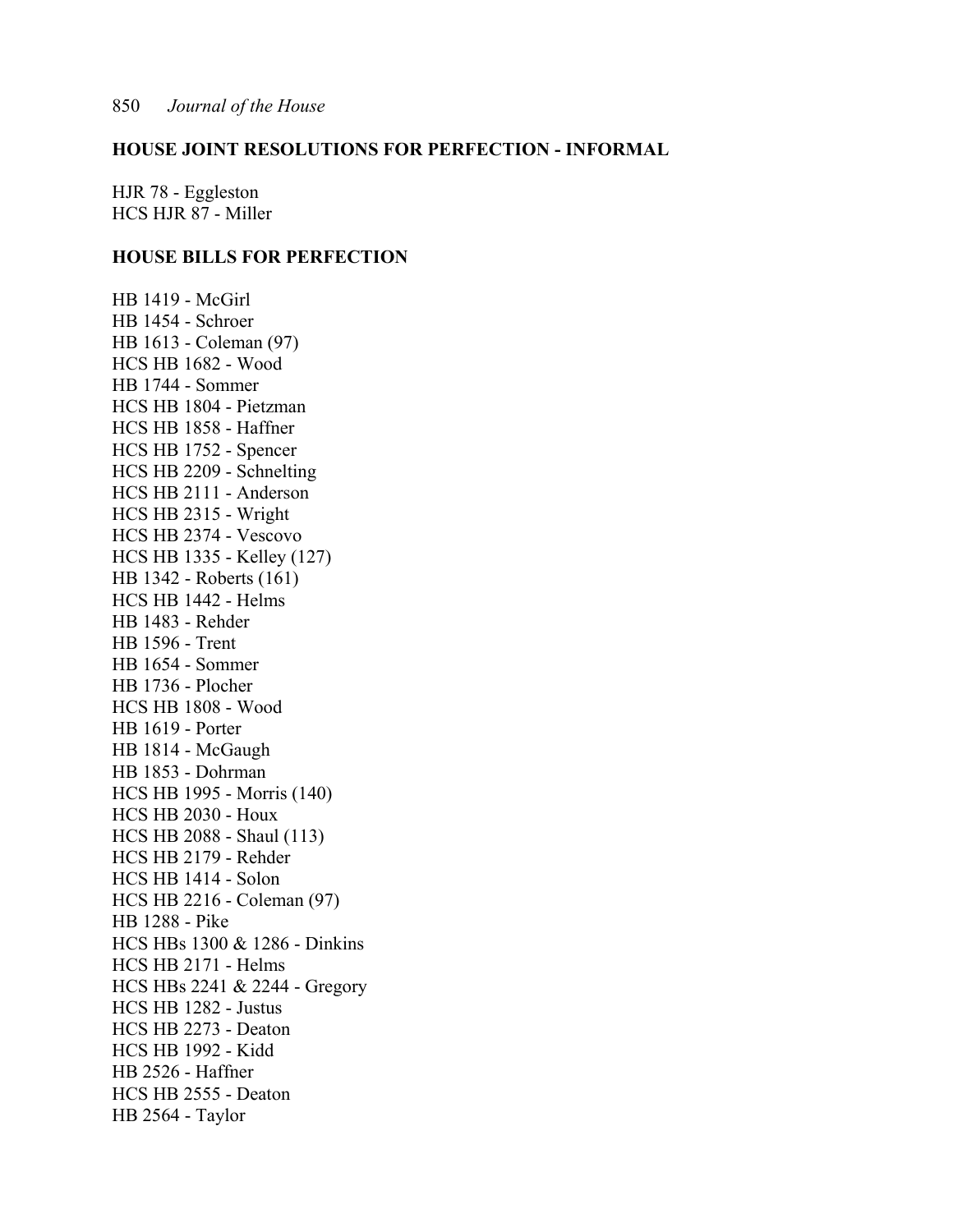**HOUSE JOINT RESOLUTIONS FOR PERFECTION - INFORMAL**

HJR 78 - Eggleston
HCS HJR 87 - Miller

**HOUSE BILLS FOR PERFECTION**

HB 1419 - McGirl
HB 1454 - Schroer
HB 1613 - Coleman (97)
HCS HB 1682 - Wood
HB 1744 - Sommer
HCS HB 1804 - Pietzman
HCS HB 1858 - Haffner
HCS HB 1752 - Spencer
HCS HB 2209 - Schnelting
HCS HB 2111 - Anderson
HCS HB 2315 - Wright
HCS HB 2374 - Vescovo
HCS HB 1335 - Kelley (127)
HB 1342 - Roberts (161)
HCS HB 1442 - Helms
HB 1483 - Rehder
HB 1596 - Trent
HB 1654 - Sommer
HB 1736 - Plocher
HCS HB 1808 - Wood
HB 1619 - Porter
HB 1814 - McGaugh
HB 1853 - Dohrman
HCS HB 1995 - Morris (140)
HCS HB 2030 - Houx
HCS HB 2088 - Shaul (113)
HCS HB 2179 - Rehder
HCS HB 1414 - Solon
HCS HB 2216 - Coleman (97)
HB 1288 - Pike
HCS HBs 1300 & 1286 - Dinkins
HCS HB 2171 - Helms
HCS HBs 2241 & 2244 - Gregory
HCS HB 1282 - Justus
HCS HB 2273 - Deaton
HCS HB 1992 - Kidd
HB 2526 - Haffner
HCS HB 2555 - Deaton
HB 2564 - Taylor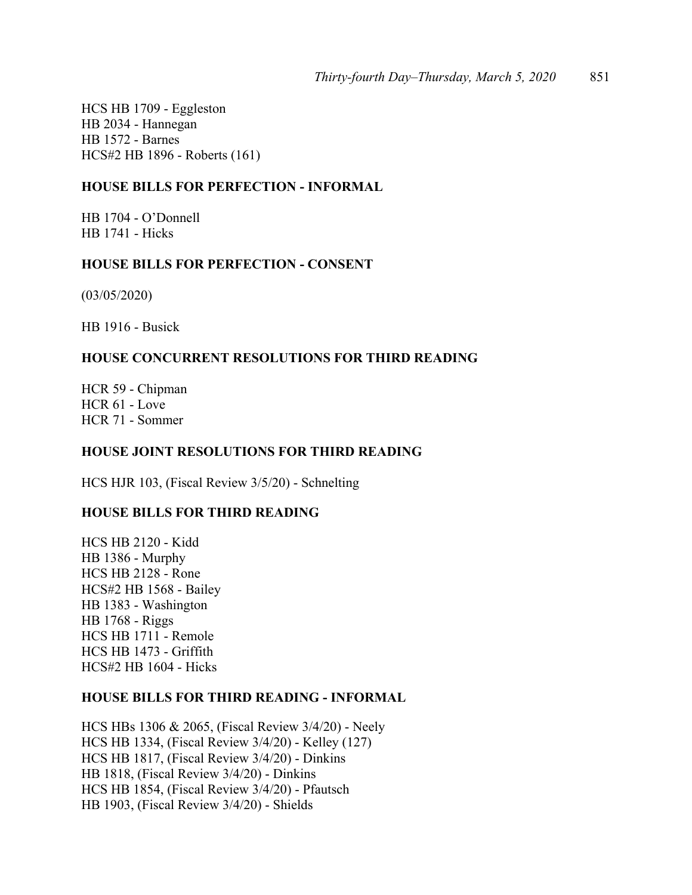HCS HB 1709 - Eggleston  
HB 2034 - Hannegan  
HB 1572 - Barnes  
HCS#2 HB 1896 - Roberts (161)

**HOUSE BILLS FOR PERFECTION - INFORMAL**

HB 1704 - O'Donnell  
HB 1741 - Hicks

**HOUSE BILLS FOR PERFECTION - CONSENT**

(03/05/2020)

HB 1916 - Busick

**HOUSE CONCURRENT RESOLUTIONS FOR THIRD READING**

HCR 59 - Chipman  
HCR 61 - Love  
HCR 71 - Sommer

**HOUSE JOINT RESOLUTIONS FOR THIRD READING**

HCS HJR 103, (Fiscal Review 3/5/20) - Schnelting

**HOUSE BILLS FOR THIRD READING**

HCS HB 2120 - Kidd  
HB 1386 - Murphy  
HCS HB 2128 - Rone  
HCS#2 HB 1568 - Bailey  
HB 1383 - Washington  
HB 1768 - Riggs  
HCS HB 1711 - Remole  
HCS HB 1473 - Griffith  
HCS#2 HB 1604 - Hicks

**HOUSE BILLS FOR THIRD READING - INFORMAL**

HCS HBs 1306 & 2065, (Fiscal Review 3/4/20) - Neely  
HCS HB 1334, (Fiscal Review 3/4/20) - Kelley (127)  
HCS HB 1817, (Fiscal Review 3/4/20) - Dinkins  
HB 1818, (Fiscal Review 3/4/20) - Dinkins  
HCS HB 1854, (Fiscal Review 3/4/20) - Pfautsch  
HB 1903, (Fiscal Review 3/4/20) - Shields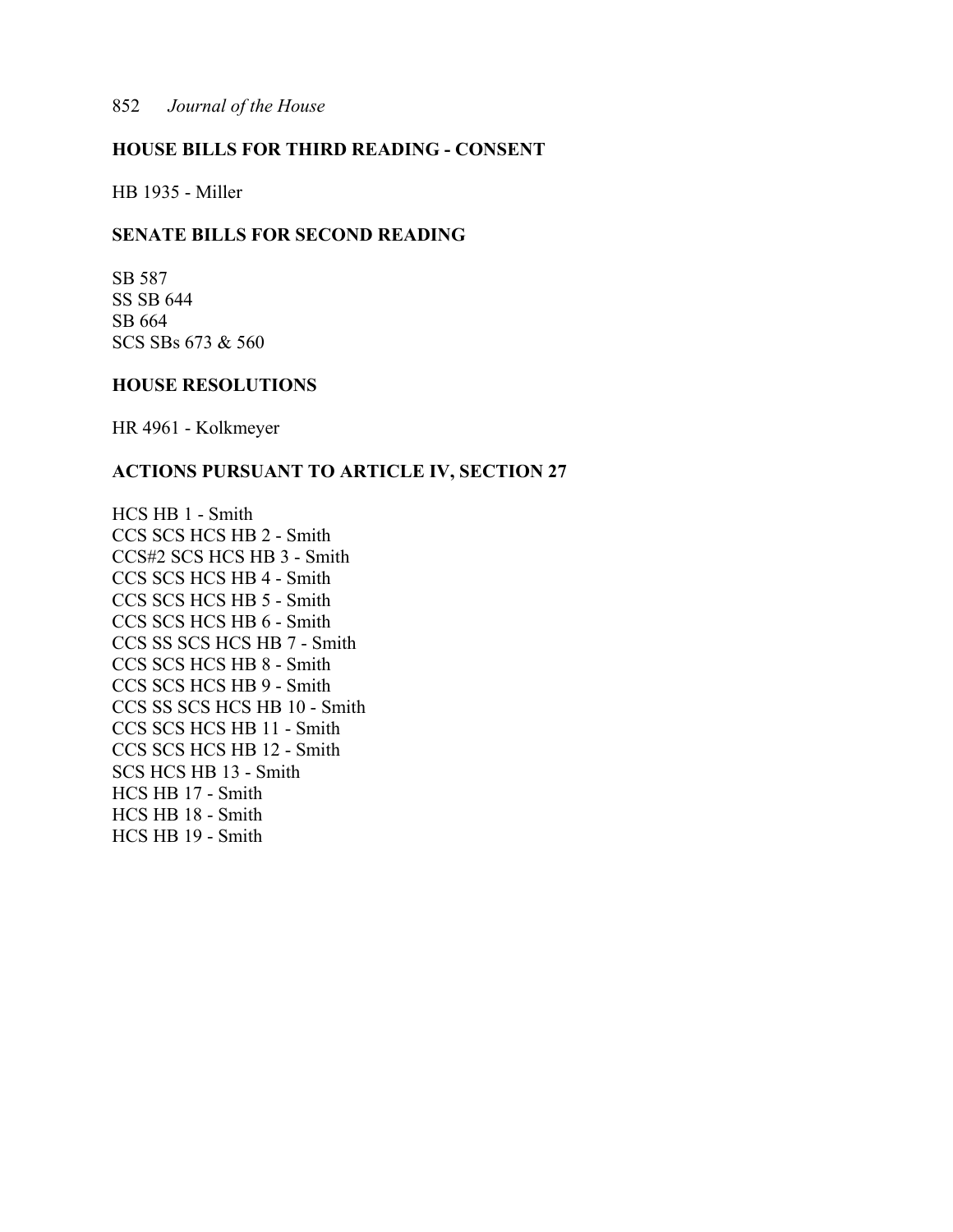## HOUSE BILLS FOR THIRD READING - CONSENT

HB 1935 - Miller

## SENATE BILLS FOR SECOND READING

SB 587
SS SB 644
SB 664
SCS SBs 673 & 560

## HOUSE RESOLUTIONS

HR 4961 - Kolkmeyer

## ACTIONS PURSUANT TO ARTICLE IV, SECTION 27

HCS HB 1 - Smith
CCS SCS HCS HB 2 - Smith
CCS#2 SCS HCS HB 3 - Smith
CCS SCS HCS HB 4 - Smith
CCS SCS HCS HB 5 - Smith
CCS SCS HCS HB 6 - Smith
CCS SS SCS HCS HB 7 - Smith
CCS SCS HCS HB 8 - Smith
CCS SCS HCS HB 9 - Smith
CCS SS SCS HCS HB 10 - Smith
CCS SCS HCS HB 11 - Smith
CCS SCS HCS HB 12 - Smith
SCS HCS HB 13 - Smith
HCS HB 17 - Smith
HCS HB 18 - Smith
HCS HB 19 - Smith